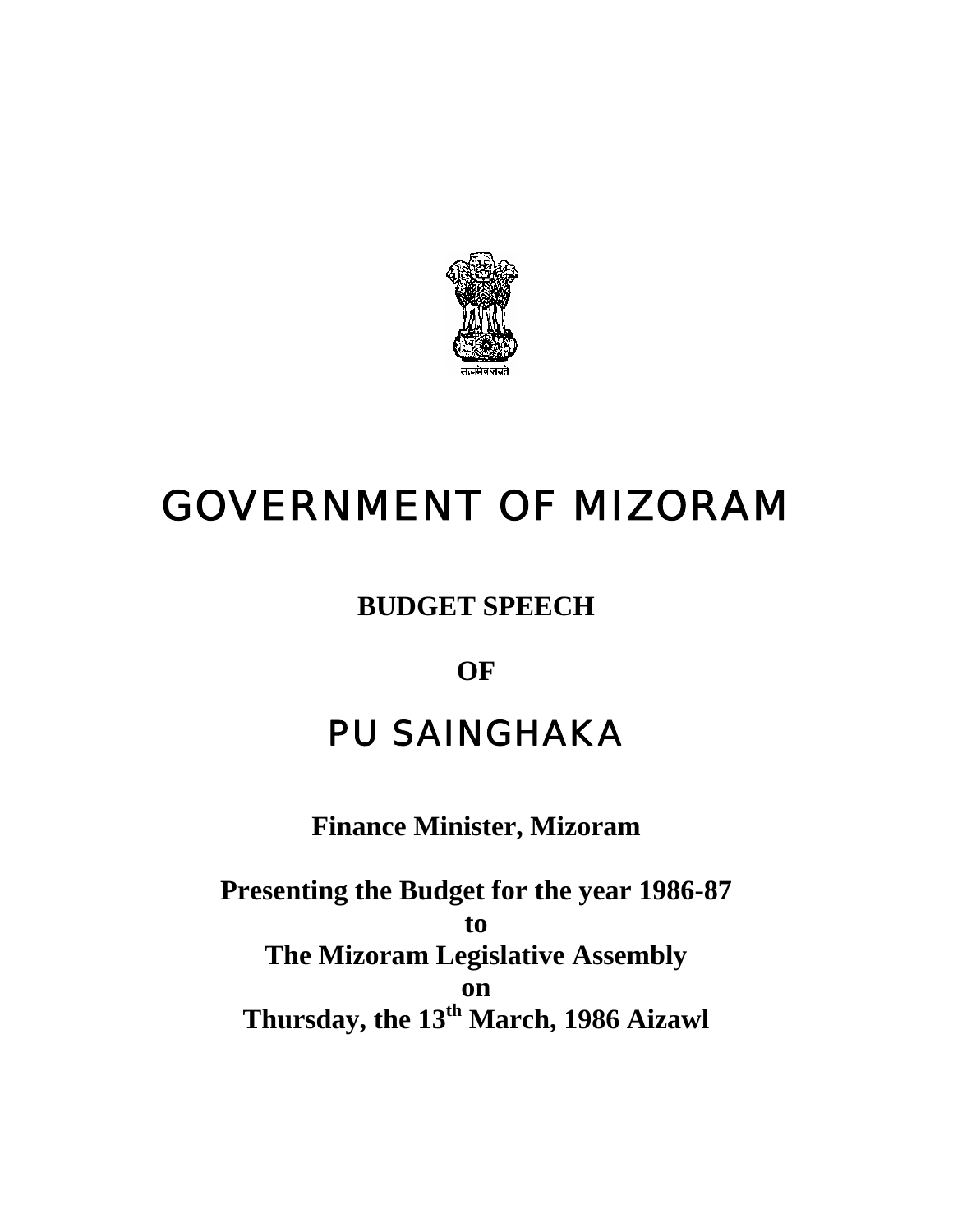सत्यमेव जयते

# GOVERNMENT OF MIZORAM

## BUDGET SPEECH

## OF

# PU SAINGHAKA

**Finance Minister, Mizoram**

**Presenting the Budget for the year 1986-87**
**to**
**The Mizoram Legislative Assembly**
**on**
**Thursday, the 13th March, 1986 Aizawl**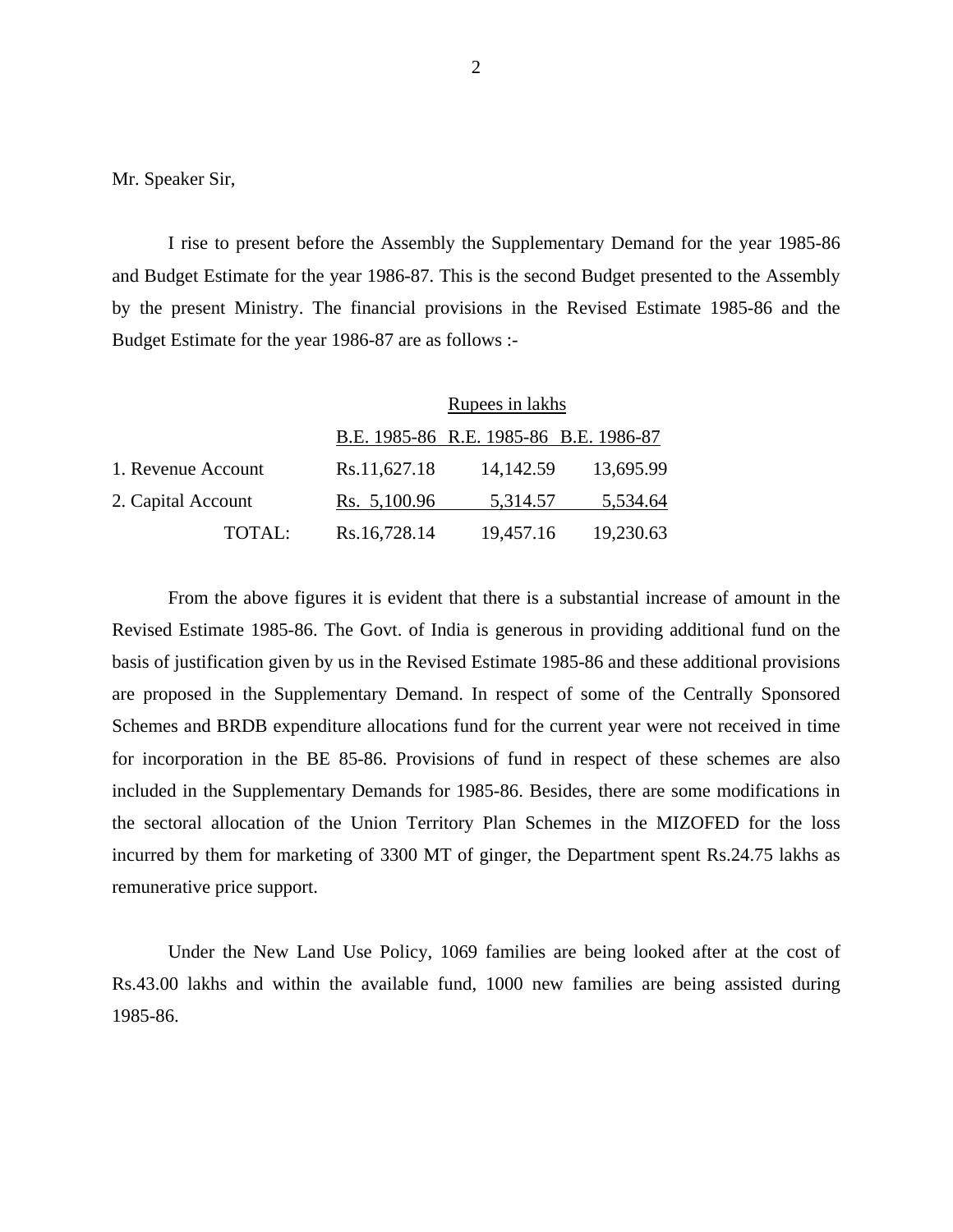Mr. Speaker Sir,

I rise to present before the Assembly the Supplementary Demand for the year 1985-86 and Budget Estimate for the year 1986-87. This is the second Budget presented to the Assembly by the present Ministry. The financial provisions in the Revised Estimate 1985-86 and the Budget Estimate for the year 1986-87 are as follows :-

| | Rupees in lakhs | | |
|---|---|---|---|
| | B.E. 1985-86 | R.E. 1985-86 | B.E. 1986-87 |
| 1. Revenue Account | Rs.11,627.18 | 14,142.59 | 13,695.99 |
| 2. Capital Account | Rs. 5,100.96 | 5,314.57 | 5,534.64 |
| TOTAL: | Rs.16,728.14 | 19,457.16 | 19,230.63 |

From the above figures it is evident that there is a substantial increase of amount in the Revised Estimate 1985-86. The Govt. of India is generous in providing additional fund on the basis of justification given by us in the Revised Estimate 1985-86 and these additional provisions are proposed in the Supplementary Demand. In respect of some of the Centrally Sponsored Schemes and BRDB expenditure allocations fund for the current year were not received in time for incorporation in the BE 85-86. Provisions of fund in respect of these schemes are also included in the Supplementary Demands for 1985-86. Besides, there are some modifications in the sectoral allocation of the Union Territory Plan Schemes in the MIZOFED for the loss incurred by them for marketing of 3300 MT of ginger, the Department spent Rs.24.75 lakhs as remunerative price support.

Under the New Land Use Policy, 1069 families are being looked after at the cost of Rs.43.00 lakhs and within the available fund, 1000 new families are being assisted during 1985-86.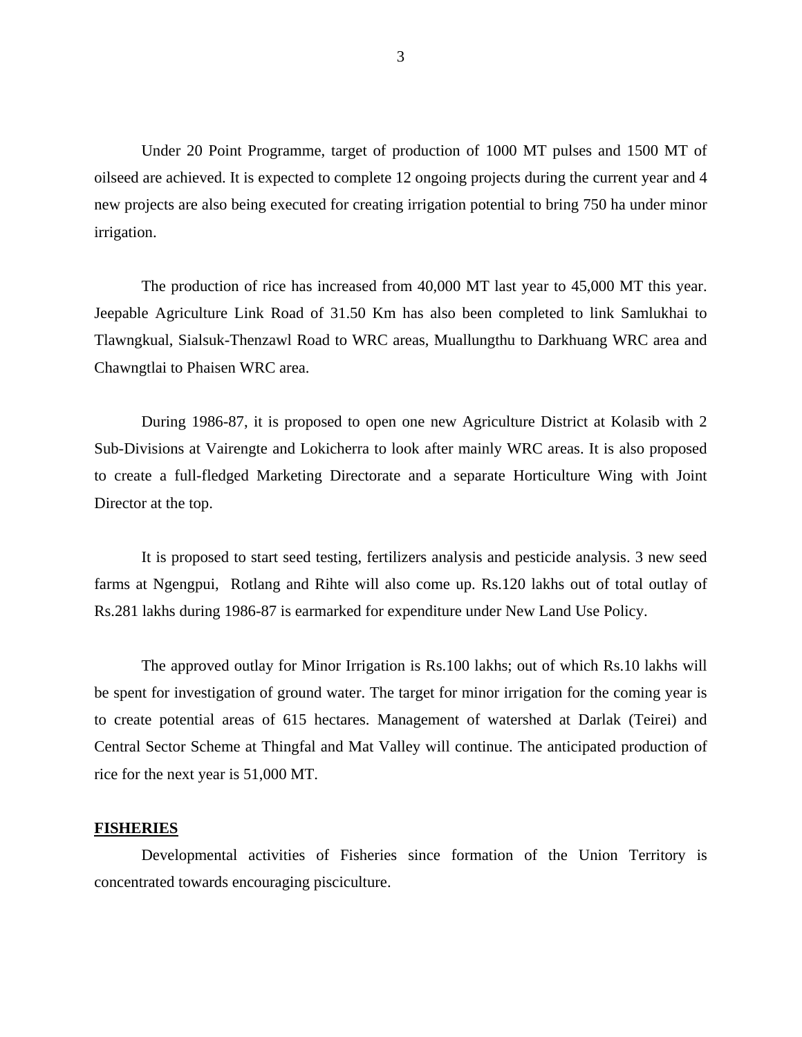Under 20 Point Programme, target of production of 1000 MT pulses and 1500 MT of oilseed are achieved. It is expected to complete 12 ongoing projects during the current year and 4 new projects are also being executed for creating irrigation potential to bring 750 ha under minor irrigation.

The production of rice has increased from 40,000 MT last year to 45,000 MT this year. Jeepable Agriculture Link Road of 31.50 Km has also been completed to link Samlukhai to Tlawngkual, Sialsuk-Thenzawl Road to WRC areas, Muallungthu to Darkhuang WRC area and Chawngtlai to Phaisen WRC area.

During 1986-87, it is proposed to open one new Agriculture District at Kolasib with 2 Sub-Divisions at Vairengte and Lokicherra to look after mainly WRC areas. It is also proposed to create a full-fledged Marketing Directorate and a separate Horticulture Wing with Joint Director at the top.

It is proposed to start seed testing, fertilizers analysis and pesticide analysis. 3 new seed farms at Ngengpui, Rotlang and Rihte will also come up. Rs.120 lakhs out of total outlay of Rs.281 lakhs during 1986-87 is earmarked for expenditure under New Land Use Policy.

The approved outlay for Minor Irrigation is Rs.100 lakhs; out of which Rs.10 lakhs will be spent for investigation of ground water. The target for minor irrigation for the coming year is to create potential areas of 615 hectares. Management of watershed at Darlak (Teirei) and Central Sector Scheme at Thingfal and Mat Valley will continue. The anticipated production of rice for the next year is 51,000 MT.

**FISHERIES**

Developmental activities of Fisheries since formation of the Union Territory is concentrated towards encouraging pisciculture.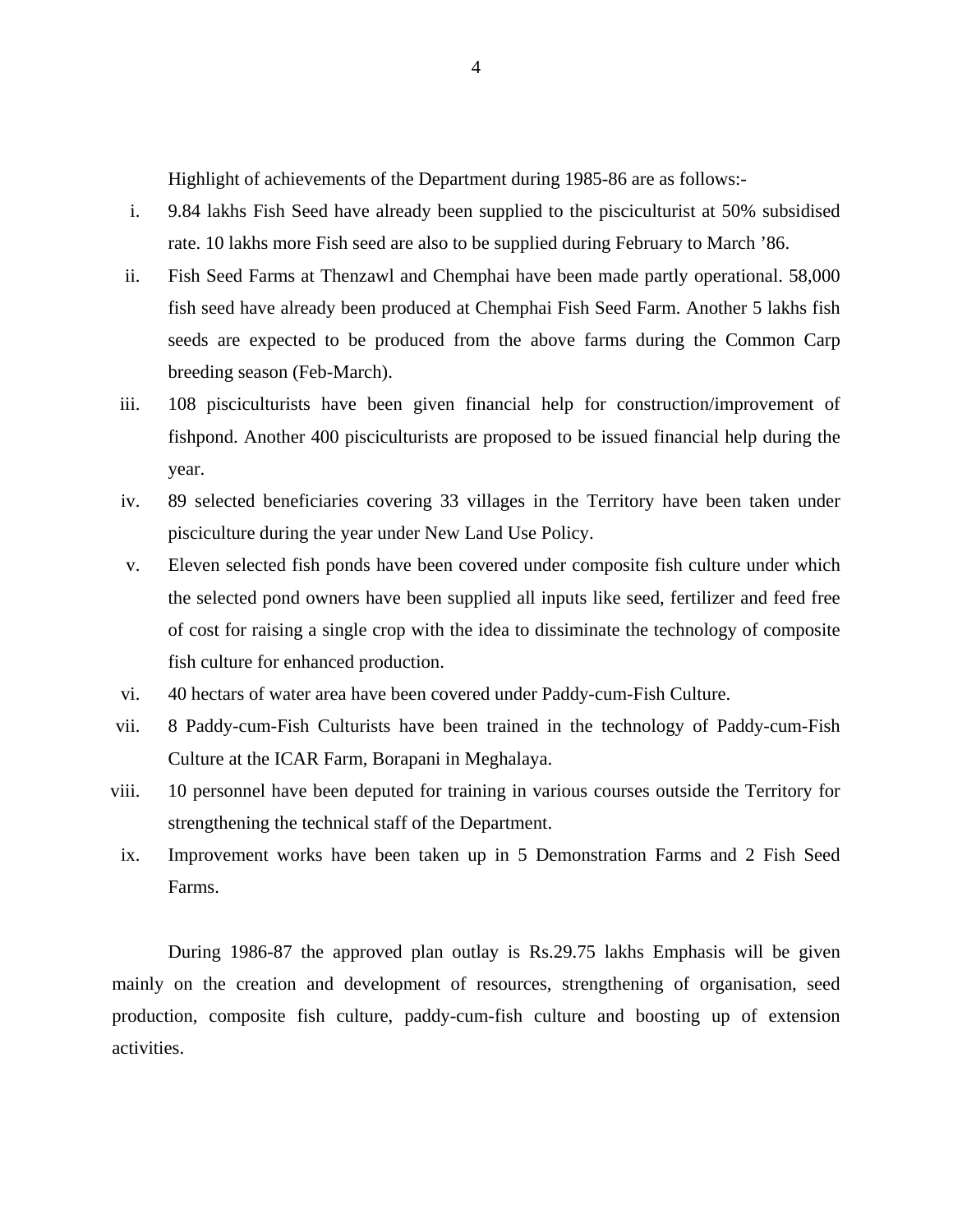Highlight of achievements of the Department during 1985-86 are as follows:-

i. 9.84 lakhs Fish Seed have already been supplied to the pisciculturist at 50% subsidised rate. 10 lakhs more Fish seed are also to be supplied during February to March '86.
ii. Fish Seed Farms at Thenzawl and Chemphai have been made partly operational. 58,000 fish seed have already been produced at Chemphai Fish Seed Farm. Another 5 lakhs fish seeds are expected to be produced from the above farms during the Common Carp breeding season (Feb-March).
iii. 108 pisciculturists have been given financial help for construction/improvement of fishpond. Another 400 pisciculturists are proposed to be issued financial help during the year.
iv. 89 selected beneficiaries covering 33 villages in the Territory have been taken under pisciculture during the year under New Land Use Policy.
v. Eleven selected fish ponds have been covered under composite fish culture under which the selected pond owners have been supplied all inputs like seed, fertilizer and feed free of cost for raising a single crop with the idea to dissiminate the technology of composite fish culture for enhanced production.
vi. 40 hectars of water area have been covered under Paddy-cum-Fish Culture.
vii. 8 Paddy-cum-Fish Culturists have been trained in the technology of Paddy-cum-Fish Culture at the ICAR Farm, Borapani in Meghalaya.
viii. 10 personnel have been deputed for training in various courses outside the Territory for strengthening the technical staff of the Department.
ix. Improvement works have been taken up in 5 Demonstration Farms and 2 Fish Seed Farms.

During 1986-87 the approved plan outlay is Rs.29.75 lakhs Emphasis will be given mainly on the creation and development of resources, strengthening of organisation, seed production, composite fish culture, paddy-cum-fish culture and boosting up of extension activities.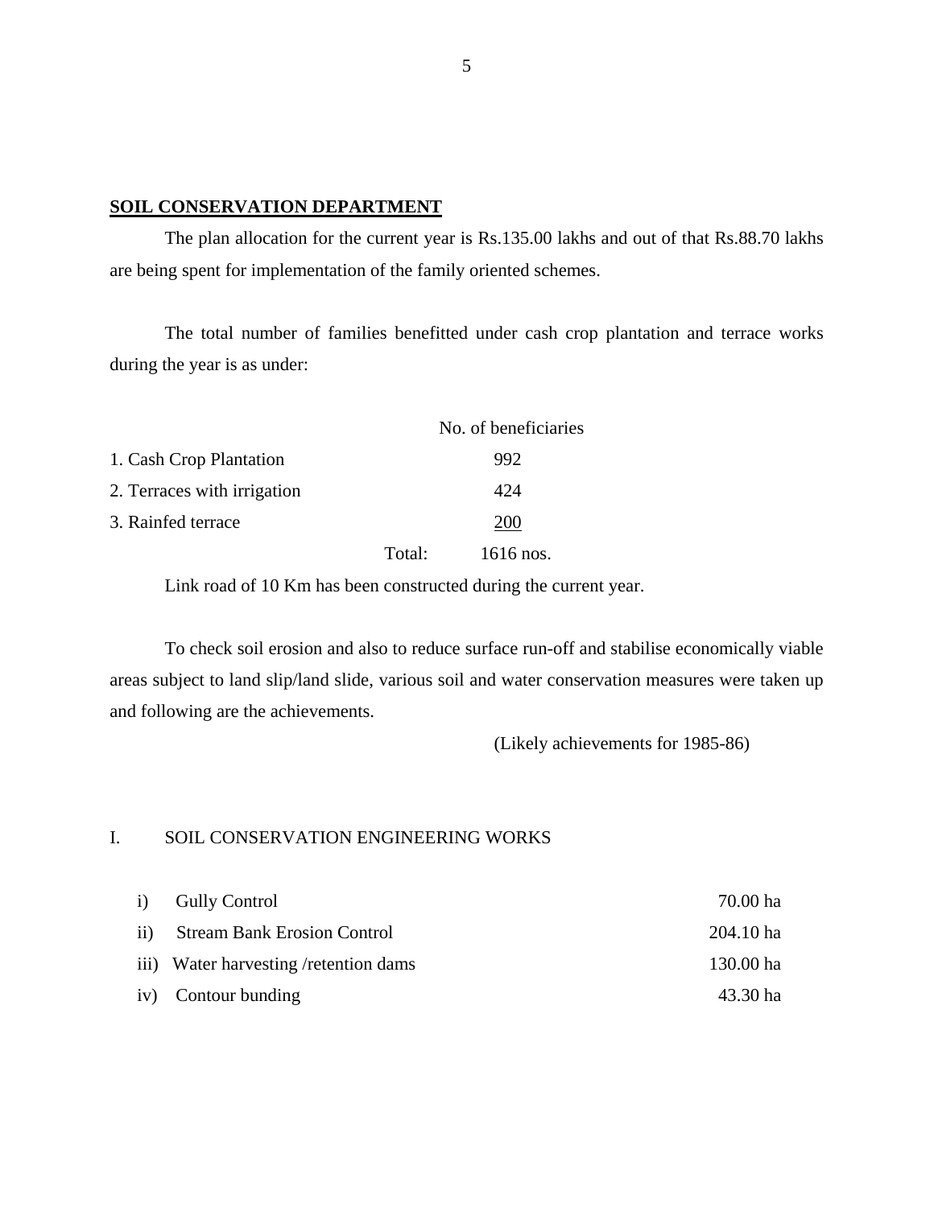## SOIL CONSERVATION DEPARTMENT

The plan allocation for the current year is Rs.135.00 lakhs and out of that Rs.88.70 lakhs are being spent for implementation of the family oriented schemes.

The total number of families benefitted under cash crop plantation and terrace works during the year is as under:

| | No. of beneficiaries |
|---|---|
| 1. Cash Crop Plantation | 992 |
| 2. Terraces with irrigation | 424 |
| 3. Rainfed terrace | 200 |
| Total: | 1616 nos. |

Link road of 10 Km has been constructed during the current year.

To check soil erosion and also to reduce surface run-off and stabilise economically viable areas subject to land slip/land slide, various soil and water conservation measures were taken up and following are the achievements.

(Likely achievements for 1985-86)

I. SOIL CONSERVATION ENGINEERING WORKS

| | | |
|---|---|---|
| i) | Gully Control | 70.00 ha |
| ii) | Stream Bank Erosion Control | 204.10 ha |
| iii) | Water harvesting /retention dams | 130.00 ha |
| iv) | Contour bunding | 43.30 ha |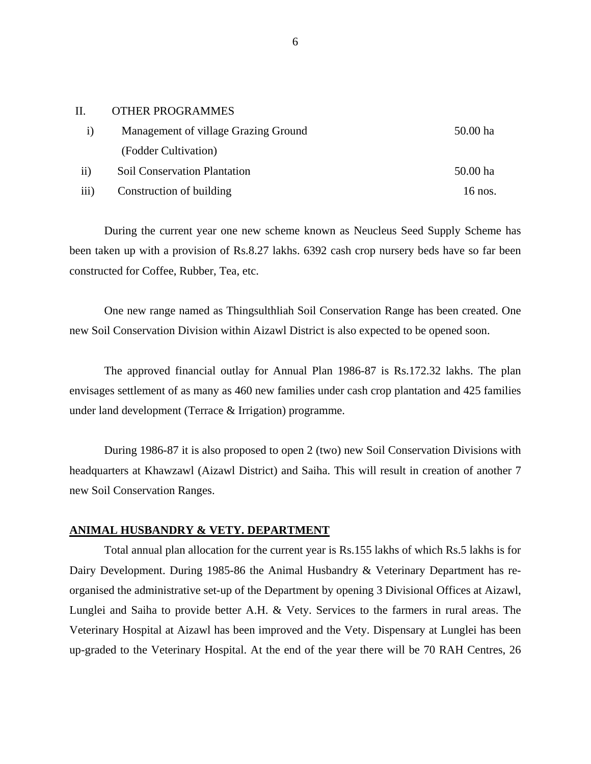II. OTHER PROGRAMMES

| | | |
|---|---|---|
| i) | Management of village Grazing Ground (Fodder Cultivation) | 50.00 ha |
| ii) | Soil Conservation Plantation | 50.00 ha |
| iii) | Construction of building | 16 nos. |

During the current year one new scheme known as Neucleus Seed Supply Scheme has been taken up with a provision of Rs.8.27 lakhs. 6392 cash crop nursery beds have so far been constructed for Coffee, Rubber, Tea, etc.

One new range named as Thingsulthliah Soil Conservation Range has been created. One new Soil Conservation Division within Aizawl District is also expected to be opened soon.

The approved financial outlay for Annual Plan 1986-87 is Rs.172.32 lakhs. The plan envisages settlement of as many as 460 new families under cash crop plantation and 425 families under land development (Terrace & Irrigation) programme.

During 1986-87 it is also proposed to open 2 (two) new Soil Conservation Divisions with headquarters at Khawzawl (Aizawl District) and Saiha. This will result in creation of another 7 new Soil Conservation Ranges.

## ANIMAL HUSBANDRY & VETY. DEPARTMENT

Total annual plan allocation for the current year is Rs.155 lakhs of which Rs.5 lakhs is for Dairy Development. During 1985-86 the Animal Husbandry & Veterinary Department has re-organised the administrative set-up of the Department by opening 3 Divisional Offices at Aizawl, Lunglei and Saiha to provide better A.H. & Vety. Services to the farmers in rural areas. The Veterinary Hospital at Aizawl has been improved and the Vety. Dispensary at Lunglei has been up-graded to the Veterinary Hospital. At the end of the year there will be 70 RAH Centres, 26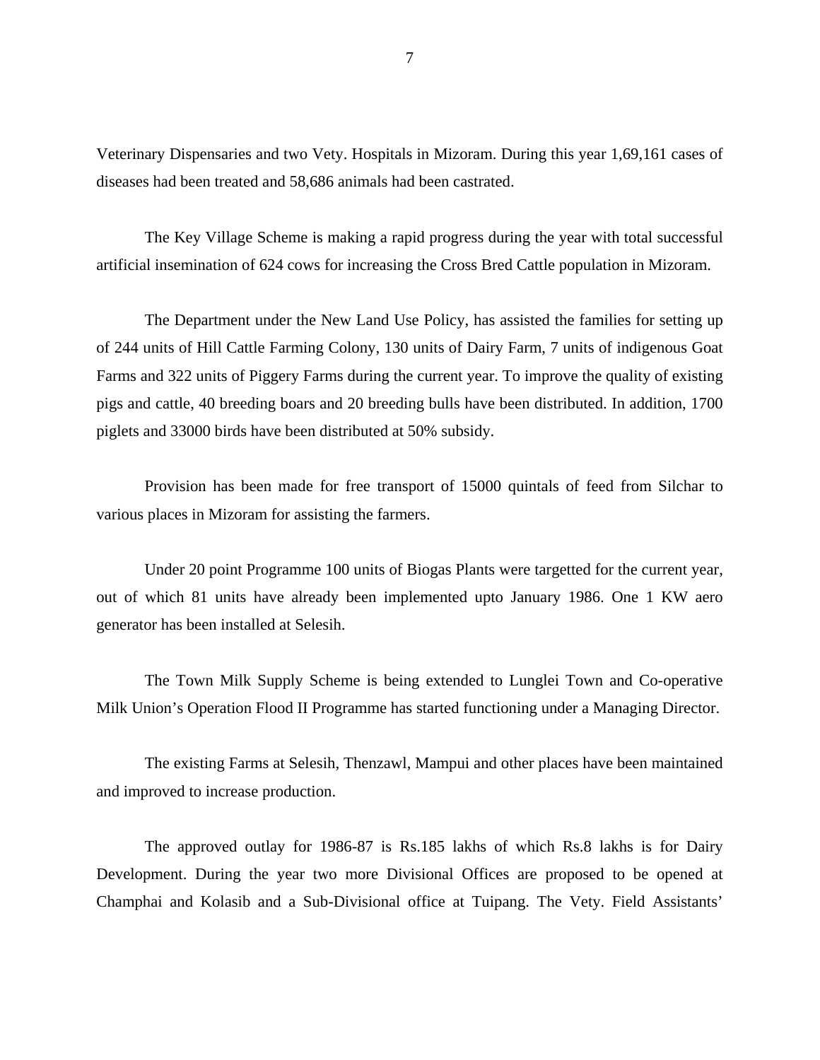Veterinary Dispensaries and two Vety. Hospitals in Mizoram. During this year 1,69,161 cases of diseases had been treated and 58,686 animals had been castrated.

The Key Village Scheme is making a rapid progress during the year with total successful artificial insemination of 624 cows for increasing the Cross Bred Cattle population in Mizoram.

The Department under the New Land Use Policy, has assisted the families for setting up of 244 units of Hill Cattle Farming Colony, 130 units of Dairy Farm, 7 units of indigenous Goat Farms and 322 units of Piggery Farms during the current year. To improve the quality of existing pigs and cattle, 40 breeding boars and 20 breeding bulls have been distributed. In addition, 1700 piglets and 33000 birds have been distributed at 50% subsidy.

Provision has been made for free transport of 15000 quintals of feed from Silchar to various places in Mizoram for assisting the farmers.

Under 20 point Programme 100 units of Biogas Plants were targetted for the current year, out of which 81 units have already been implemented upto January 1986. One 1 KW aero generator has been installed at Selesih.

The Town Milk Supply Scheme is being extended to Lunglei Town and Co-operative Milk Union's Operation Flood II Programme has started functioning under a Managing Director.

The existing Farms at Selesih, Thenzawl, Mampui and other places have been maintained and improved to increase production.

The approved outlay for 1986-87 is Rs.185 lakhs of which Rs.8 lakhs is for Dairy Development. During the year two more Divisional Offices are proposed to be opened at Champhai and Kolasib and a Sub-Divisional office at Tuipang. The Vety. Field Assistants'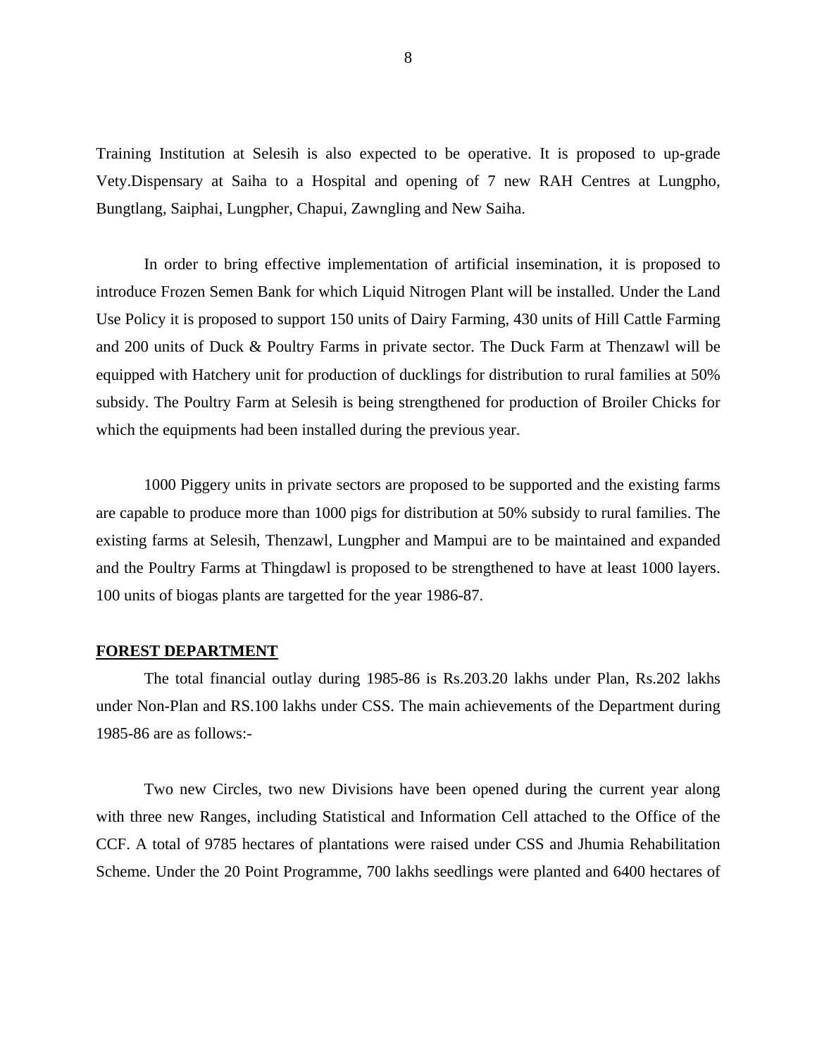Training Institution at Selesih is also expected to be operative. It is proposed to up-grade Vety.Dispensary at Saiha to a Hospital and opening of 7 new RAH Centres at Lungpho, Bungtlang, Saiphai, Lungpher, Chapui, Zawngling and New Saiha.

In order to bring effective implementation of artificial insemination, it is proposed to introduce Frozen Semen Bank for which Liquid Nitrogen Plant will be installed. Under the Land Use Policy it is proposed to support 150 units of Dairy Farming, 430 units of Hill Cattle Farming and 200 units of Duck & Poultry Farms in private sector. The Duck Farm at Thenzawl will be equipped with Hatchery unit for production of ducklings for distribution to rural families at 50% subsidy. The Poultry Farm at Selesih is being strengthened for production of Broiler Chicks for which the equipments had been installed during the previous year.

1000 Piggery units in private sectors are proposed to be supported and the existing farms are capable to produce more than 1000 pigs for distribution at 50% subsidy to rural families. The existing farms at Selesih, Thenzawl, Lungpher and Mampui are to be maintained and expanded and the Poultry Farms at Thingdawl is proposed to be strengthened to have at least 1000 layers. 100 units of biogas plants are targetted for the year 1986-87.

**FOREST DEPARTMENT**

The total financial outlay during 1985-86 is Rs.203.20 lakhs under Plan, Rs.202 lakhs under Non-Plan and RS.100 lakhs under CSS. The main achievements of the Department during 1985-86 are as follows:-

Two new Circles, two new Divisions have been opened during the current year along with three new Ranges, including Statistical and Information Cell attached to the Office of the CCF. A total of 9785 hectares of plantations were raised under CSS and Jhumia Rehabilitation Scheme. Under the 20 Point Programme, 700 lakhs seedlings were planted and 6400 hectares of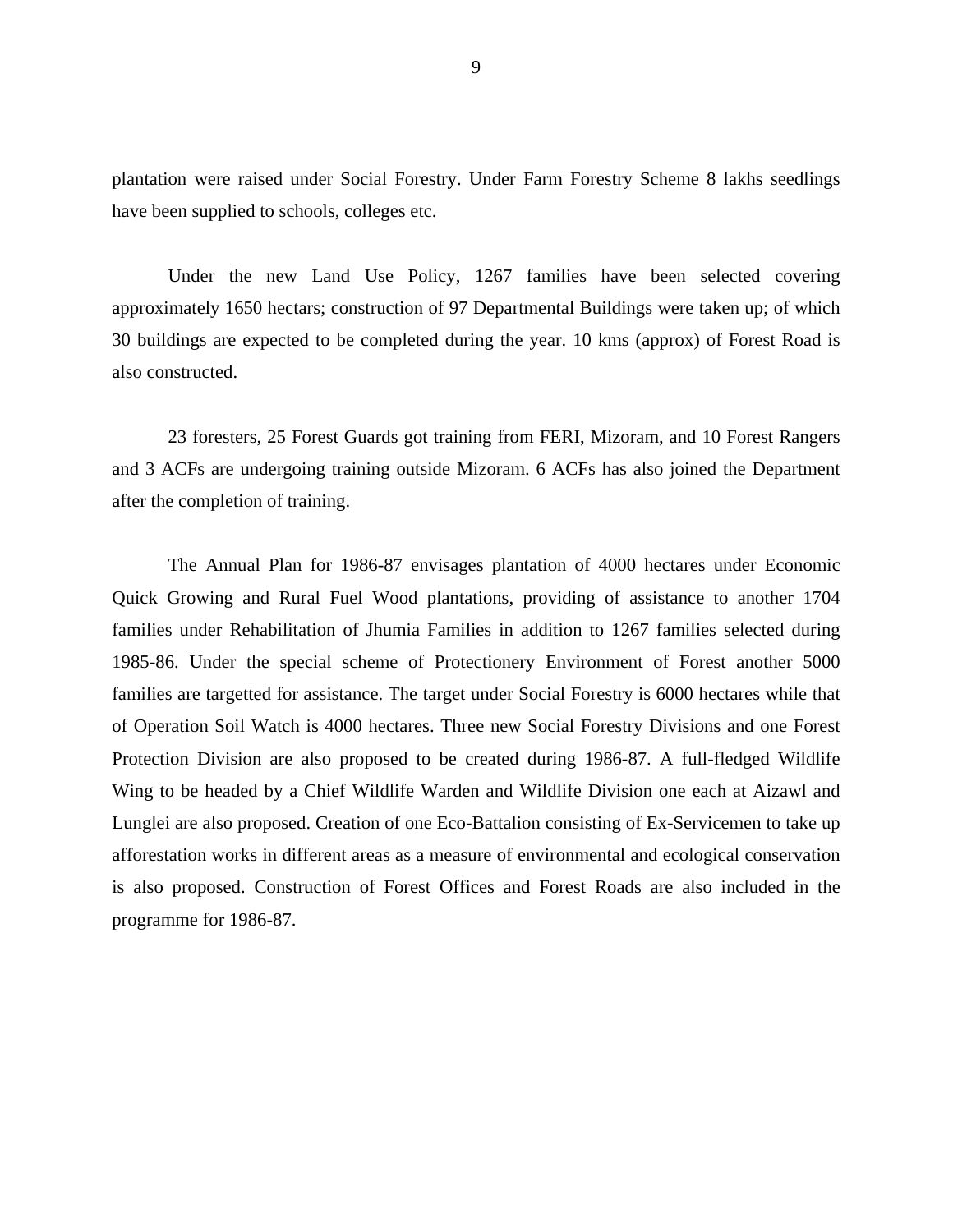plantation were raised under Social Forestry. Under Farm Forestry Scheme 8 lakhs seedlings have been supplied to schools, colleges etc.

Under the new Land Use Policy, 1267 families have been selected covering approximately 1650 hectars; construction of 97 Departmental Buildings were taken up; of which 30 buildings are expected to be completed during the year. 10 kms (approx) of Forest Road is also constructed.

23 foresters, 25 Forest Guards got training from FERI, Mizoram, and 10 Forest Rangers and 3 ACFs are undergoing training outside Mizoram. 6 ACFs has also joined the Department after the completion of training.

The Annual Plan for 1986-87 envisages plantation of 4000 hectares under Economic Quick Growing and Rural Fuel Wood plantations, providing of assistance to another 1704 families under Rehabilitation of Jhumia Families in addition to 1267 families selected during 1985-86. Under the special scheme of Protectionery Environment of Forest another 5000 families are targetted for assistance. The target under Social Forestry is 6000 hectares while that of Operation Soil Watch is 4000 hectares. Three new Social Forestry Divisions and one Forest Protection Division are also proposed to be created during 1986-87. A full-fledged Wildlife Wing to be headed by a Chief Wildlife Warden and Wildlife Division one each at Aizawl and Lunglei are also proposed. Creation of one Eco-Battalion consisting of Ex-Servicemen to take up afforestation works in different areas as a measure of environmental and ecological conservation is also proposed. Construction of Forest Offices and Forest Roads are also included in the programme for 1986-87.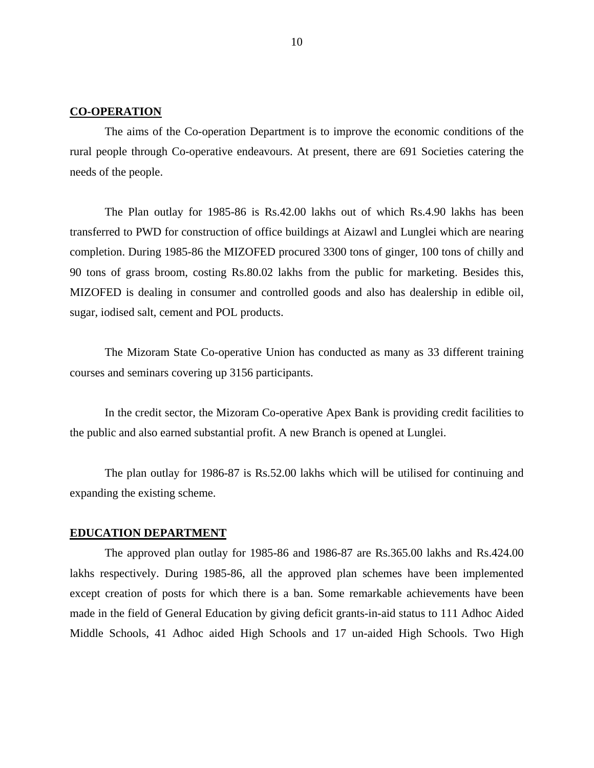## CO-OPERATION

The aims of the Co-operation Department is to improve the economic conditions of the rural people through Co-operative endeavours. At present, there are 691 Societies catering the needs of the people.

The Plan outlay for 1985-86 is Rs.42.00 lakhs out of which Rs.4.90 lakhs has been transferred to PWD for construction of office buildings at Aizawl and Lunglei which are nearing completion. During 1985-86 the MIZOFED procured 3300 tons of ginger, 100 tons of chilly and 90 tons of grass broom, costing Rs.80.02 lakhs from the public for marketing. Besides this, MIZOFED is dealing in consumer and controlled goods and also has dealership in edible oil, sugar, iodised salt, cement and POL products.

The Mizoram State Co-operative Union has conducted as many as 33 different training courses and seminars covering up 3156 participants.

In the credit sector, the Mizoram Co-operative Apex Bank is providing credit facilities to the public and also earned substantial profit. A new Branch is opened at Lunglei.

The plan outlay for 1986-87 is Rs.52.00 lakhs which will be utilised for continuing and expanding the existing scheme.

## EDUCATION DEPARTMENT

The approved plan outlay for 1985-86 and 1986-87 are Rs.365.00 lakhs and Rs.424.00 lakhs respectively. During 1985-86, all the approved plan schemes have been implemented except creation of posts for which there is a ban. Some remarkable achievements have been made in the field of General Education by giving deficit grants-in-aid status to 111 Adhoc Aided Middle Schools, 41 Adhoc aided High Schools and 17 un-aided High Schools. Two High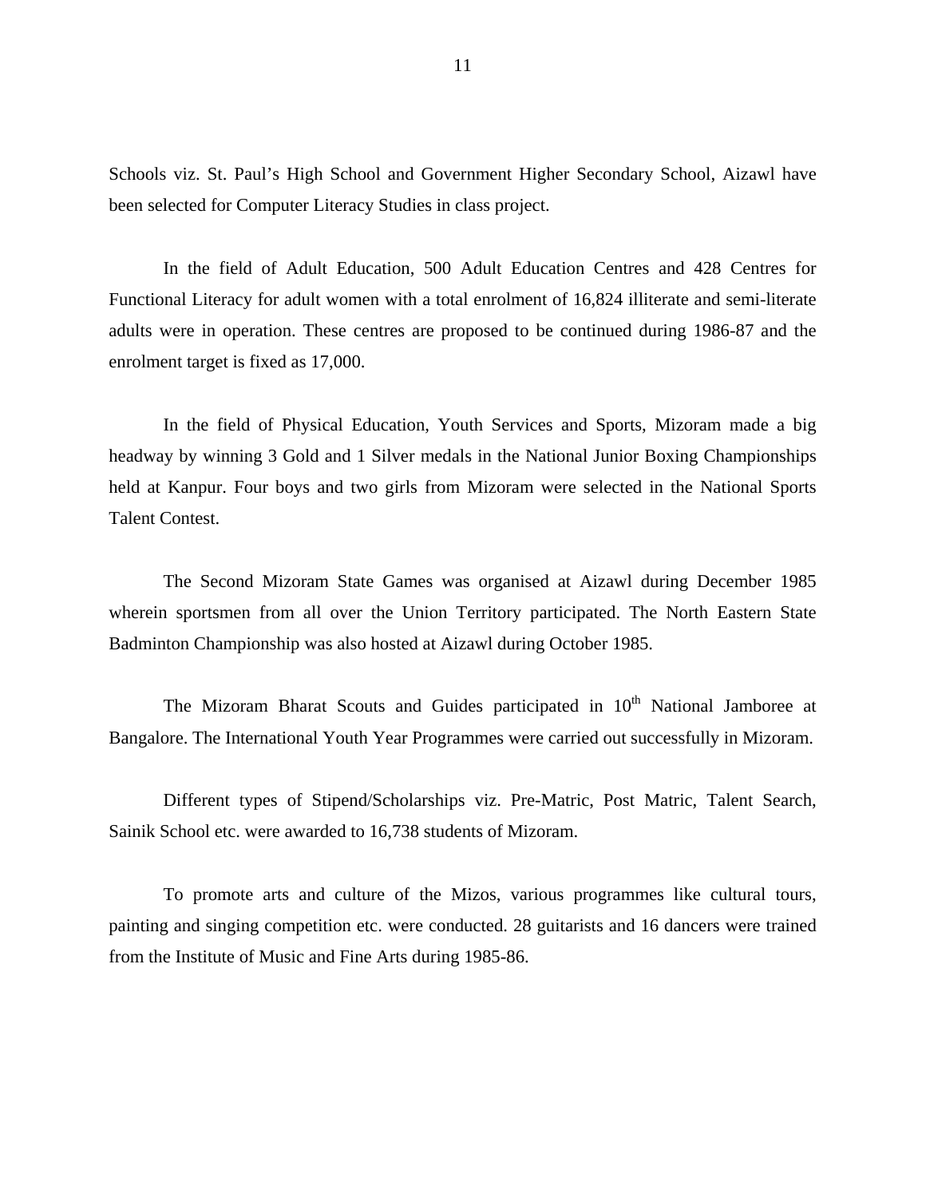Schools viz. St. Paul's High School and Government Higher Secondary School, Aizawl have been selected for Computer Literacy Studies in class project.

In the field of Adult Education, 500 Adult Education Centres and 428 Centres for Functional Literacy for adult women with a total enrolment of 16,824 illiterate and semi-literate adults were in operation. These centres are proposed to be continued during 1986-87 and the enrolment target is fixed as 17,000.

In the field of Physical Education, Youth Services and Sports, Mizoram made a big headway by winning 3 Gold and 1 Silver medals in the National Junior Boxing Championships held at Kanpur. Four boys and two girls from Mizoram were selected in the National Sports Talent Contest.

The Second Mizoram State Games was organised at Aizawl during December 1985 wherein sportsmen from all over the Union Territory participated. The North Eastern State Badminton Championship was also hosted at Aizawl during October 1985.

The Mizoram Bharat Scouts and Guides participated in 10th National Jamboree at Bangalore. The International Youth Year Programmes were carried out successfully in Mizoram.

Different types of Stipend/Scholarships viz. Pre-Matric, Post Matric, Talent Search, Sainik School etc. were awarded to 16,738 students of Mizoram.

To promote arts and culture of the Mizos, various programmes like cultural tours, painting and singing competition etc. were conducted. 28 guitarists and 16 dancers were trained from the Institute of Music and Fine Arts during 1985-86.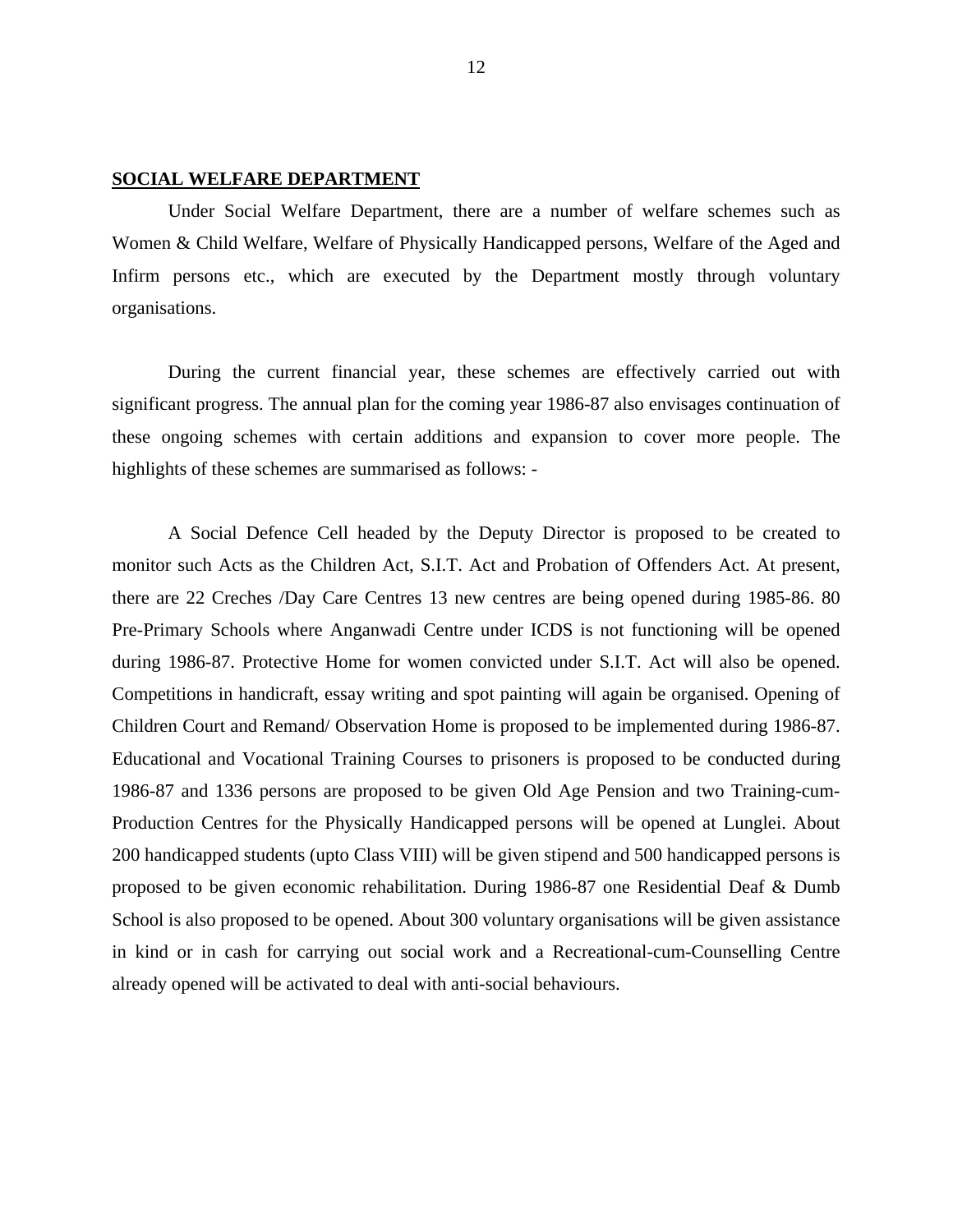## SOCIAL WELFARE DEPARTMENT

Under Social Welfare Department, there are a number of welfare schemes such as Women & Child Welfare, Welfare of Physically Handicapped persons, Welfare of the Aged and Infirm persons etc., which are executed by the Department mostly through voluntary organisations.

During the current financial year, these schemes are effectively carried out with significant progress. The annual plan for the coming year 1986-87 also envisages continuation of these ongoing schemes with certain additions and expansion to cover more people. The highlights of these schemes are summarised as follows: -

A Social Defence Cell headed by the Deputy Director is proposed to be created to monitor such Acts as the Children Act, S.I.T. Act and Probation of Offenders Act. At present, there are 22 Creches /Day Care Centres 13 new centres are being opened during 1985-86. 80 Pre-Primary Schools where Anganwadi Centre under ICDS is not functioning will be opened during 1986-87. Protective Home for women convicted under S.I.T. Act will also be opened. Competitions in handicraft, essay writing and spot painting will again be organised. Opening of Children Court and Remand/ Observation Home is proposed to be implemented during 1986-87. Educational and Vocational Training Courses to prisoners is proposed to be conducted during 1986-87 and 1336 persons are proposed to be given Old Age Pension and two Training-cum-Production Centres for the Physically Handicapped persons will be opened at Lunglei. About 200 handicapped students (upto Class VIII) will be given stipend and 500 handicapped persons is proposed to be given economic rehabilitation. During 1986-87 one Residential Deaf & Dumb School is also proposed to be opened. About 300 voluntary organisations will be given assistance in kind or in cash for carrying out social work and a Recreational-cum-Counselling Centre already opened will be activated to deal with anti-social behaviours.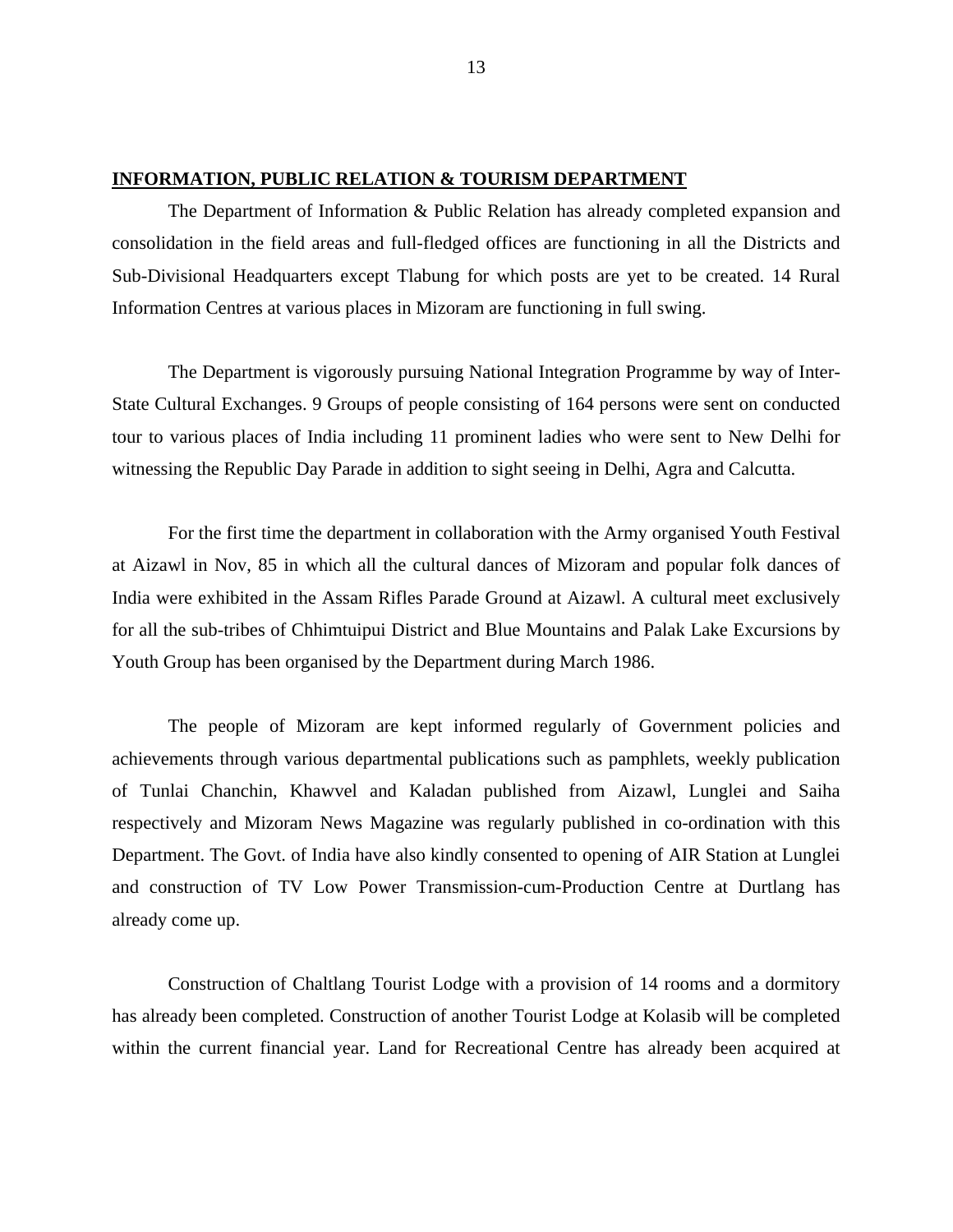**INFORMATION, PUBLIC RELATION & TOURISM DEPARTMENT**

The Department of Information & Public Relation has already completed expansion and consolidation in the field areas and full-fledged offices are functioning in all the Districts and Sub-Divisional Headquarters except Tlabung for which posts are yet to be created. 14 Rural Information Centres at various places in Mizoram are functioning in full swing.

The Department is vigorously pursuing National Integration Programme by way of Inter-State Cultural Exchanges. 9 Groups of people consisting of 164 persons were sent on conducted tour to various places of India including 11 prominent ladies who were sent to New Delhi for witnessing the Republic Day Parade in addition to sight seeing in Delhi, Agra and Calcutta.

For the first time the department in collaboration with the Army organised Youth Festival at Aizawl in Nov, 85 in which all the cultural dances of Mizoram and popular folk dances of India were exhibited in the Assam Rifles Parade Ground at Aizawl. A cultural meet exclusively for all the sub-tribes of Chhimtuipui District and Blue Mountains and Palak Lake Excursions by Youth Group has been organised by the Department during March 1986.

The people of Mizoram are kept informed regularly of Government policies and achievements through various departmental publications such as pamphlets, weekly publication of Tunlai Chanchin, Khawvel and Kaladan published from Aizawl, Lunglei and Saiha respectively and Mizoram News Magazine was regularly published in co-ordination with this Department. The Govt. of India have also kindly consented to opening of AIR Station at Lunglei and construction of TV Low Power Transmission-cum-Production Centre at Durtlang has already come up.

Construction of Chaltlang Tourist Lodge with a provision of 14 rooms and a dormitory has already been completed. Construction of another Tourist Lodge at Kolasib will be completed within the current financial year. Land for Recreational Centre has already been acquired at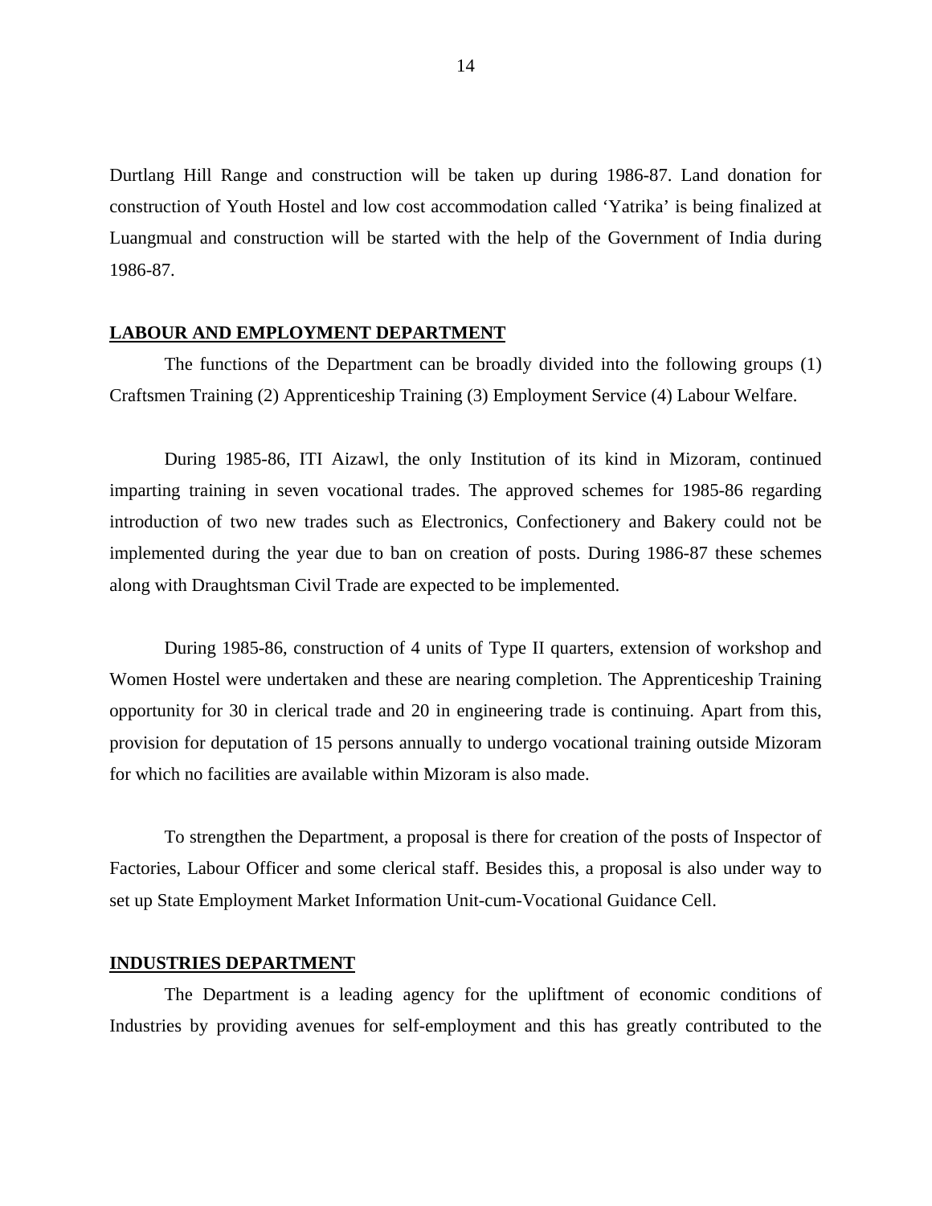Durtlang Hill Range and construction will be taken up during 1986-87. Land donation for construction of Youth Hostel and low cost accommodation called 'Yatrika' is being finalized at Luangmual and construction will be started with the help of the Government of India during 1986-87.

## LABOUR AND EMPLOYMENT DEPARTMENT

The functions of the Department can be broadly divided into the following groups (1) Craftsmen Training (2) Apprenticeship Training (3) Employment Service (4) Labour Welfare.

During 1985-86, ITI Aizawl, the only Institution of its kind in Mizoram, continued imparting training in seven vocational trades. The approved schemes for 1985-86 regarding introduction of two new trades such as Electronics, Confectionery and Bakery could not be implemented during the year due to ban on creation of posts. During 1986-87 these schemes along with Draughtsman Civil Trade are expected to be implemented.

During 1985-86, construction of 4 units of Type II quarters, extension of workshop and Women Hostel were undertaken and these are nearing completion. The Apprenticeship Training opportunity for 30 in clerical trade and 20 in engineering trade is continuing. Apart from this, provision for deputation of 15 persons annually to undergo vocational training outside Mizoram for which no facilities are available within Mizoram is also made.

To strengthen the Department, a proposal is there for creation of the posts of Inspector of Factories, Labour Officer and some clerical staff. Besides this, a proposal is also under way to set up State Employment Market Information Unit-cum-Vocational Guidance Cell.

## INDUSTRIES DEPARTMENT

The Department is a leading agency for the upliftment of economic conditions of Industries by providing avenues for self-employment and this has greatly contributed to the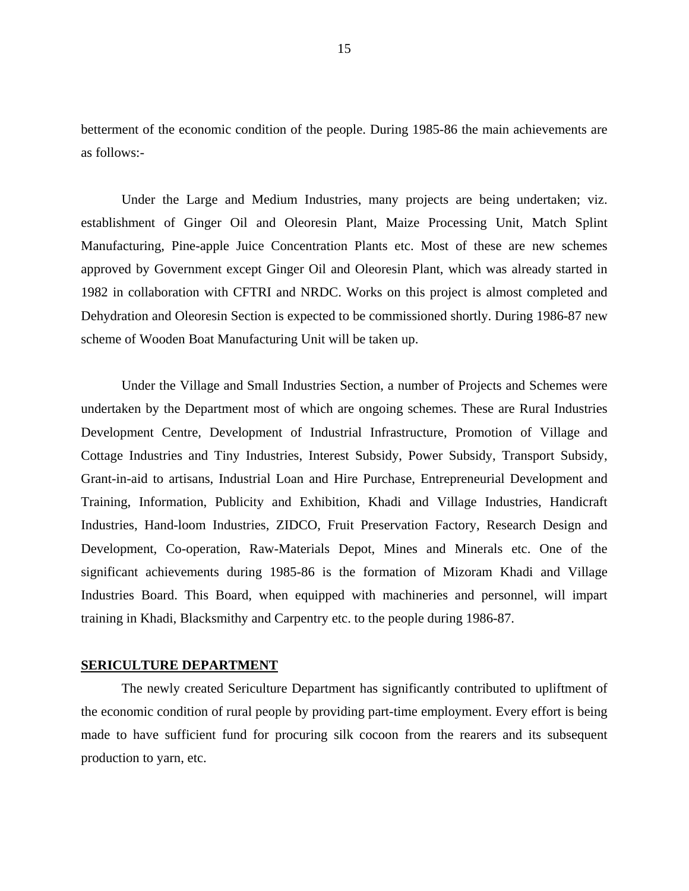betterment of the economic condition of the people. During 1985-86 the main achievements are as follows:-

Under the Large and Medium Industries, many projects are being undertaken; viz. establishment of Ginger Oil and Oleoresin Plant, Maize Processing Unit, Match Splint Manufacturing, Pine-apple Juice Concentration Plants etc. Most of these are new schemes approved by Government except Ginger Oil and Oleoresin Plant, which was already started in 1982 in collaboration with CFTRI and NRDC. Works on this project is almost completed and Dehydration and Oleoresin Section is expected to be commissioned shortly. During 1986-87 new scheme of Wooden Boat Manufacturing Unit will be taken up.

Under the Village and Small Industries Section, a number of Projects and Schemes were undertaken by the Department most of which are ongoing schemes. These are Rural Industries Development Centre, Development of Industrial Infrastructure, Promotion of Village and Cottage Industries and Tiny Industries, Interest Subsidy, Power Subsidy, Transport Subsidy, Grant-in-aid to artisans, Industrial Loan and Hire Purchase, Entrepreneurial Development and Training, Information, Publicity and Exhibition, Khadi and Village Industries, Handicraft Industries, Hand-loom Industries, ZIDCO, Fruit Preservation Factory, Research Design and Development, Co-operation, Raw-Materials Depot, Mines and Minerals etc. One of the significant achievements during 1985-86 is the formation of Mizoram Khadi and Village Industries Board. This Board, when equipped with machineries and personnel, will impart training in Khadi, Blacksmithy and Carpentry etc. to the people during 1986-87.

## SERICULTURE DEPARTMENT

The newly created Sericulture Department has significantly contributed to upliftment of the economic condition of rural people by providing part-time employment. Every effort is being made to have sufficient fund for procuring silk cocoon from the rearers and its subsequent production to yarn, etc.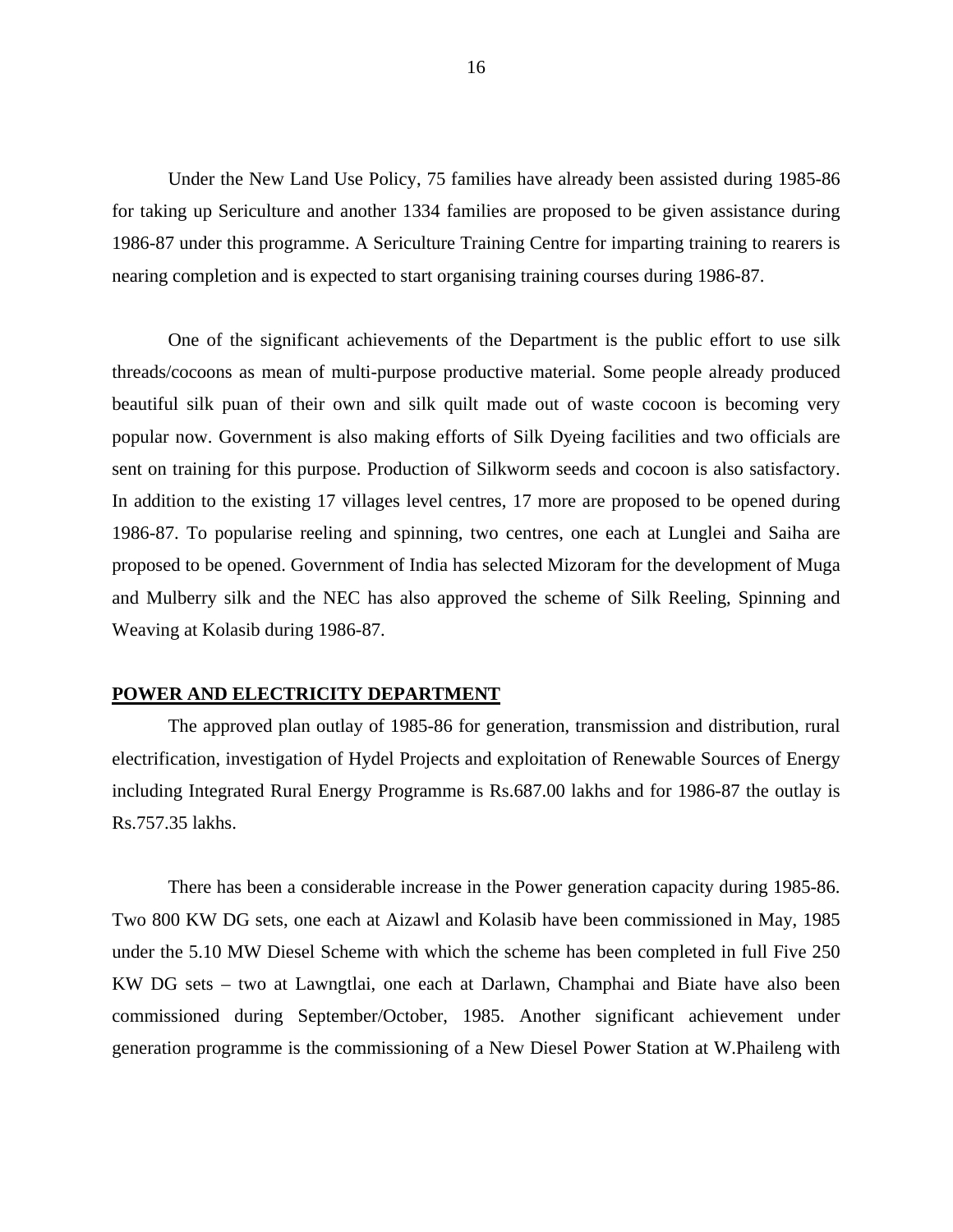Under the New Land Use Policy, 75 families have already been assisted during 1985-86 for taking up Sericulture and another 1334 families are proposed to be given assistance during 1986-87 under this programme. A Sericulture Training Centre for imparting training to rearers is nearing completion and is expected to start organising training courses during 1986-87.

One of the significant achievements of the Department is the public effort to use silk threads/cocoons as mean of multi-purpose productive material. Some people already produced beautiful silk puan of their own and silk quilt made out of waste cocoon is becoming very popular now. Government is also making efforts of Silk Dyeing facilities and two officials are sent on training for this purpose. Production of Silkworm seeds and cocoon is also satisfactory. In addition to the existing 17 villages level centres, 17 more are proposed to be opened during 1986-87. To popularise reeling and spinning, two centres, one each at Lunglei and Saiha are proposed to be opened. Government of India has selected Mizoram for the development of Muga and Mulberry silk and the NEC has also approved the scheme of Silk Reeling, Spinning and Weaving at Kolasib during 1986-87.

**POWER AND ELECTRICITY DEPARTMENT**

The approved plan outlay of 1985-86 for generation, transmission and distribution, rural electrification, investigation of Hydel Projects and exploitation of Renewable Sources of Energy including Integrated Rural Energy Programme is Rs.687.00 lakhs and for 1986-87 the outlay is Rs.757.35 lakhs.

There has been a considerable increase in the Power generation capacity during 1985-86. Two 800 KW DG sets, one each at Aizawl and Kolasib have been commissioned in May, 1985 under the 5.10 MW Diesel Scheme with which the scheme has been completed in full Five 250 KW DG sets – two at Lawngtlai, one each at Darlawn, Champhai and Biate have also been commissioned during September/October, 1985. Another significant achievement under generation programme is the commissioning of a New Diesel Power Station at W.Phaileng with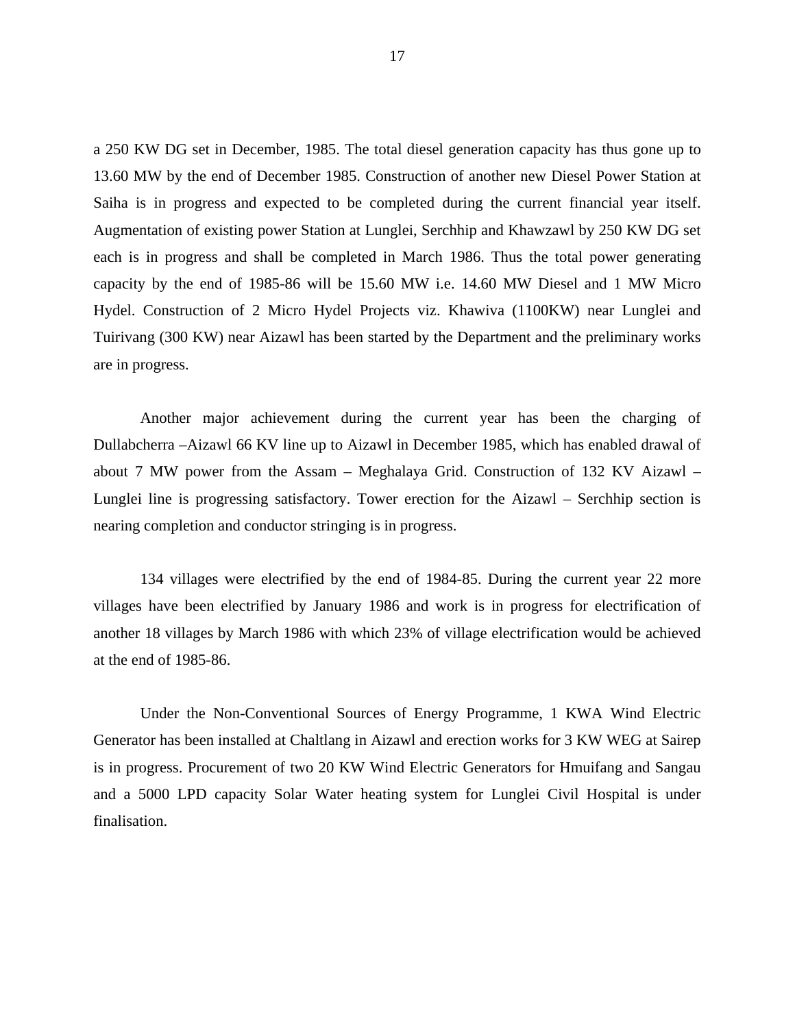a 250 KW DG set in December, 1985. The total diesel generation capacity has thus gone up to 13.60 MW by the end of December 1985. Construction of another new Diesel Power Station at Saiha is in progress and expected to be completed during the current financial year itself. Augmentation of existing power Station at Lunglei, Serchhip and Khawzawl by 250 KW DG set each is in progress and shall be completed in March 1986. Thus the total power generating capacity by the end of 1985-86 will be 15.60 MW i.e. 14.60 MW Diesel and 1 MW Micro Hydel. Construction of 2 Micro Hydel Projects viz. Khawiva (1100KW) near Lunglei and Tuirivang (300 KW) near Aizawl has been started by the Department and the preliminary works are in progress.

Another major achievement during the current year has been the charging of Dullabcherra –Aizawl 66 KV line up to Aizawl in December 1985, which has enabled drawal of about 7 MW power from the Assam – Meghalaya Grid. Construction of 132 KV Aizawl – Lunglei line is progressing satisfactory. Tower erection for the Aizawl – Serchhip section is nearing completion and conductor stringing is in progress.

134 villages were electrified by the end of 1984-85. During the current year 22 more villages have been electrified by January 1986 and work is in progress for electrification of another 18 villages by March 1986 with which 23% of village electrification would be achieved at the end of 1985-86.

Under the Non-Conventional Sources of Energy Programme, 1 KWA Wind Electric Generator has been installed at Chaltlang in Aizawl and erection works for 3 KW WEG at Sairep is in progress. Procurement of two 20 KW Wind Electric Generators for Hmuifang and Sangau and a 5000 LPD capacity Solar Water heating system for Lunglei Civil Hospital is under finalisation.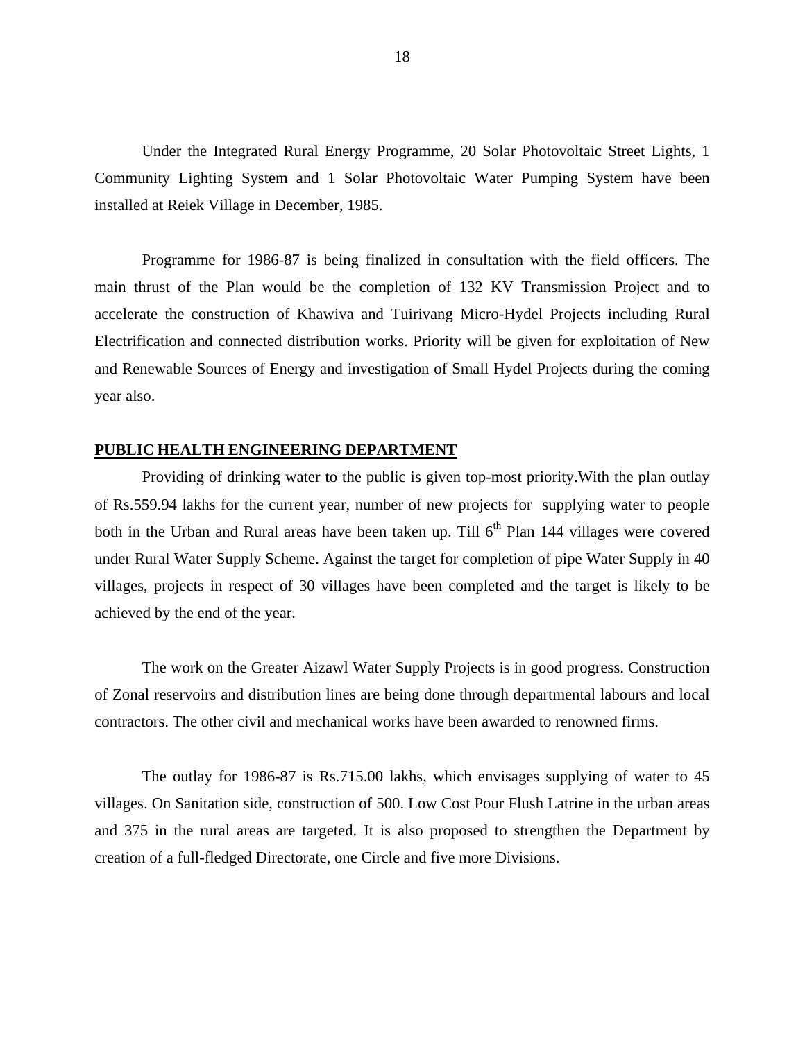Under the Integrated Rural Energy Programme, 20 Solar Photovoltaic Street Lights, 1 Community Lighting System and 1 Solar Photovoltaic Water Pumping System have been installed at Reiek Village in December, 1985.

Programme for 1986-87 is being finalized in consultation with the field officers. The main thrust of the Plan would be the completion of 132 KV Transmission Project and to accelerate the construction of Khawiva and Tuirivang Micro-Hydel Projects including Rural Electrification and connected distribution works. Priority will be given for exploitation of New and Renewable Sources of Energy and investigation of Small Hydel Projects during the coming year also.

**PUBLIC HEALTH ENGINEERING DEPARTMENT**

Providing of drinking water to the public is given top-most priority.With the plan outlay of Rs.559.94 lakhs for the current year, number of new projects for supplying water to people both in the Urban and Rural areas have been taken up. Till 6th Plan 144 villages were covered under Rural Water Supply Scheme. Against the target for completion of pipe Water Supply in 40 villages, projects in respect of 30 villages have been completed and the target is likely to be achieved by the end of the year.

The work on the Greater Aizawl Water Supply Projects is in good progress. Construction of Zonal reservoirs and distribution lines are being done through departmental labours and local contractors. The other civil and mechanical works have been awarded to renowned firms.

The outlay for 1986-87 is Rs.715.00 lakhs, which envisages supplying of water to 45 villages. On Sanitation side, construction of 500. Low Cost Pour Flush Latrine in the urban areas and 375 in the rural areas are targeted. It is also proposed to strengthen the Department by creation of a full-fledged Directorate, one Circle and five more Divisions.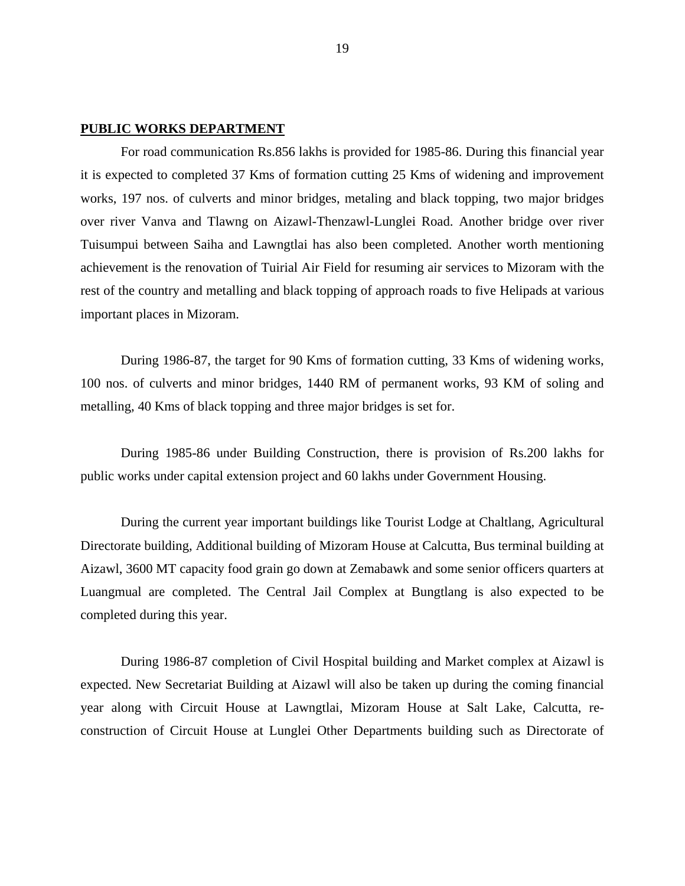**PUBLIC WORKS DEPARTMENT**

For road communication Rs.856 lakhs is provided for 1985-86. During this financial year it is expected to completed 37 Kms of formation cutting 25 Kms of widening and improvement works, 197 nos. of culverts and minor bridges, metaling and black topping, two major bridges over river Vanva and Tlawng on Aizawl-Thenzawl-Lunglei Road. Another bridge over river Tuisumpui between Saiha and Lawngtlai has also been completed. Another worth mentioning achievement is the renovation of Tuirial Air Field for resuming air services to Mizoram with the rest of the country and metalling and black topping of approach roads to five Helipads at various important places in Mizoram.

During 1986-87, the target for 90 Kms of formation cutting, 33 Kms of widening works, 100 nos. of culverts and minor bridges, 1440 RM of permanent works, 93 KM of soling and metalling, 40 Kms of black topping and three major bridges is set for.

During 1985-86 under Building Construction, there is provision of Rs.200 lakhs for public works under capital extension project and 60 lakhs under Government Housing.

During the current year important buildings like Tourist Lodge at Chaltlang, Agricultural Directorate building, Additional building of Mizoram House at Calcutta, Bus terminal building at Aizawl, 3600 MT capacity food grain go down at Zemabawk and some senior officers quarters at Luangmual are completed. The Central Jail Complex at Bungtlang is also expected to be completed during this year.

During 1986-87 completion of Civil Hospital building and Market complex at Aizawl is expected. New Secretariat Building at Aizawl will also be taken up during the coming financial year along with Circuit House at Lawngtlai, Mizoram House at Salt Lake, Calcutta, re-construction of Circuit House at Lunglei Other Departments building such as Directorate of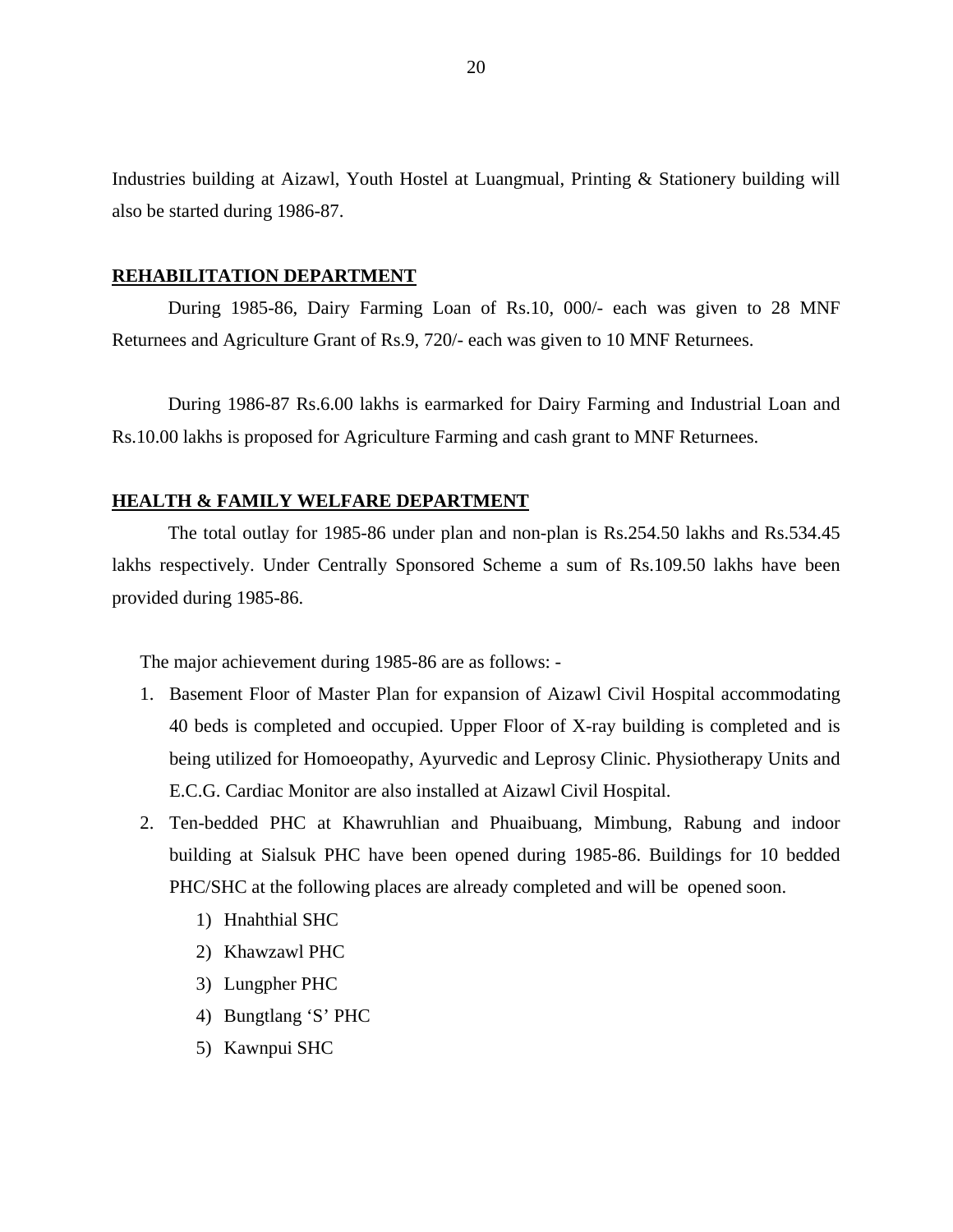Industries building at Aizawl, Youth Hostel at Luangmual, Printing & Stationery building will also be started during 1986-87.

**REHABILITATION DEPARTMENT**

During 1985-86, Dairy Farming Loan of Rs.10, 000/- each was given to 28 MNF Returnees and Agriculture Grant of Rs.9, 720/- each was given to 10 MNF Returnees.

During 1986-87 Rs.6.00 lakhs is earmarked for Dairy Farming and Industrial Loan and Rs.10.00 lakhs is proposed for Agriculture Farming and cash grant to MNF Returnees.

**HEALTH & FAMILY WELFARE DEPARTMENT**

The total outlay for 1985-86 under plan and non-plan is Rs.254.50 lakhs and Rs.534.45 lakhs respectively. Under Centrally Sponsored Scheme a sum of Rs.109.50 lakhs have been provided during 1985-86.

The major achievement during 1985-86 are as follows: -

1. Basement Floor of Master Plan for expansion of Aizawl Civil Hospital accommodating 40 beds is completed and occupied. Upper Floor of X-ray building is completed and is being utilized for Homoeopathy, Ayurvedic and Leprosy Clinic. Physiotherapy Units and E.C.G. Cardiac Monitor are also installed at Aizawl Civil Hospital.
2. Ten-bedded PHC at Khawruhlian and Phuaibuang, Mimbung, Rabung and indoor building at Sialsuk PHC have been opened during 1985-86. Buildings for 10 bedded PHC/SHC at the following places are already completed and will be opened soon.
    1) Hnahthial SHC
    2) Khawzawl PHC
    3) Lungpher PHC
    4) Bungtlang 'S' PHC
    5) Kawnpui SHC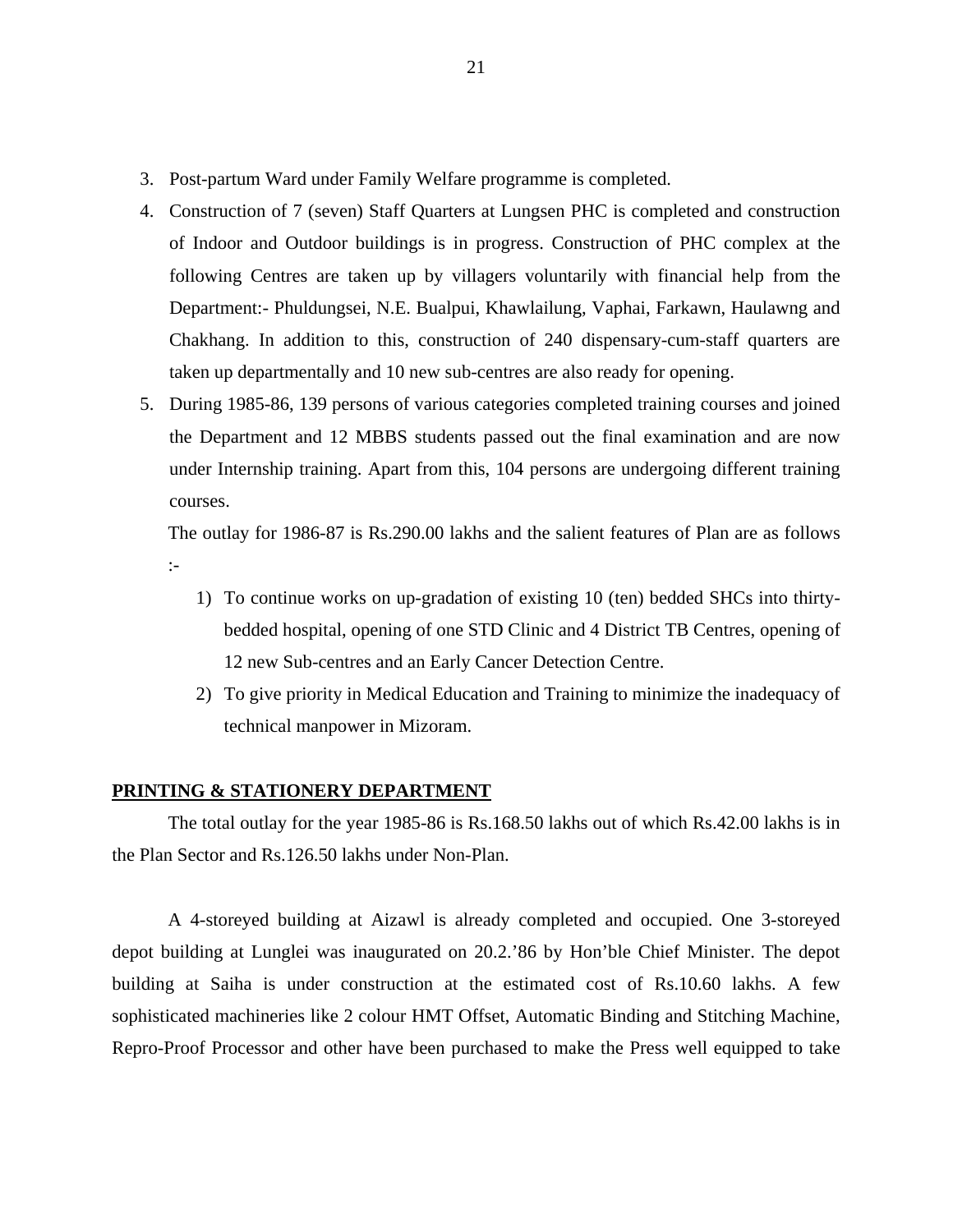3. Post-partum Ward under Family Welfare programme is completed.
4. Construction of 7 (seven) Staff Quarters at Lungsen PHC is completed and construction of Indoor and Outdoor buildings is in progress. Construction of PHC complex at the following Centres are taken up by villagers voluntarily with financial help from the Department:- Phuldungsei, N.E. Bualpui, Khawlailung, Vaphai, Farkawn, Haulawng and Chakhang. In addition to this, construction of 240 dispensary-cum-staff quarters are taken up departmentally and 10 new sub-centres are also ready for opening.
5. During 1985-86, 139 persons of various categories completed training courses and joined the Department and 12 MBBS students passed out the final examination and are now under Internship training. Apart from this, 104 persons are undergoing different training courses.

   The outlay for 1986-87 is Rs.290.00 lakhs and the salient features of Plan are as follows :-

   1) To continue works on up-gradation of existing 10 (ten) bedded SHCs into thirty-bedded hospital, opening of one STD Clinic and 4 District TB Centres, opening of 12 new Sub-centres and an Early Cancer Detection Centre.
   2) To give priority in Medical Education and Training to minimize the inadequacy of technical manpower in Mizoram.

**PRINTING & STATIONERY DEPARTMENT**

The total outlay for the year 1985-86 is Rs.168.50 lakhs out of which Rs.42.00 lakhs is in the Plan Sector and Rs.126.50 lakhs under Non-Plan.

A 4-storeyed building at Aizawl is already completed and occupied. One 3-storeyed depot building at Lunglei was inaugurated on 20.2.'86 by Hon'ble Chief Minister. The depot building at Saiha is under construction at the estimated cost of Rs.10.60 lakhs. A few sophisticated machineries like 2 colour HMT Offset, Automatic Binding and Stitching Machine, Repro-Proof Processor and other have been purchased to make the Press well equipped to take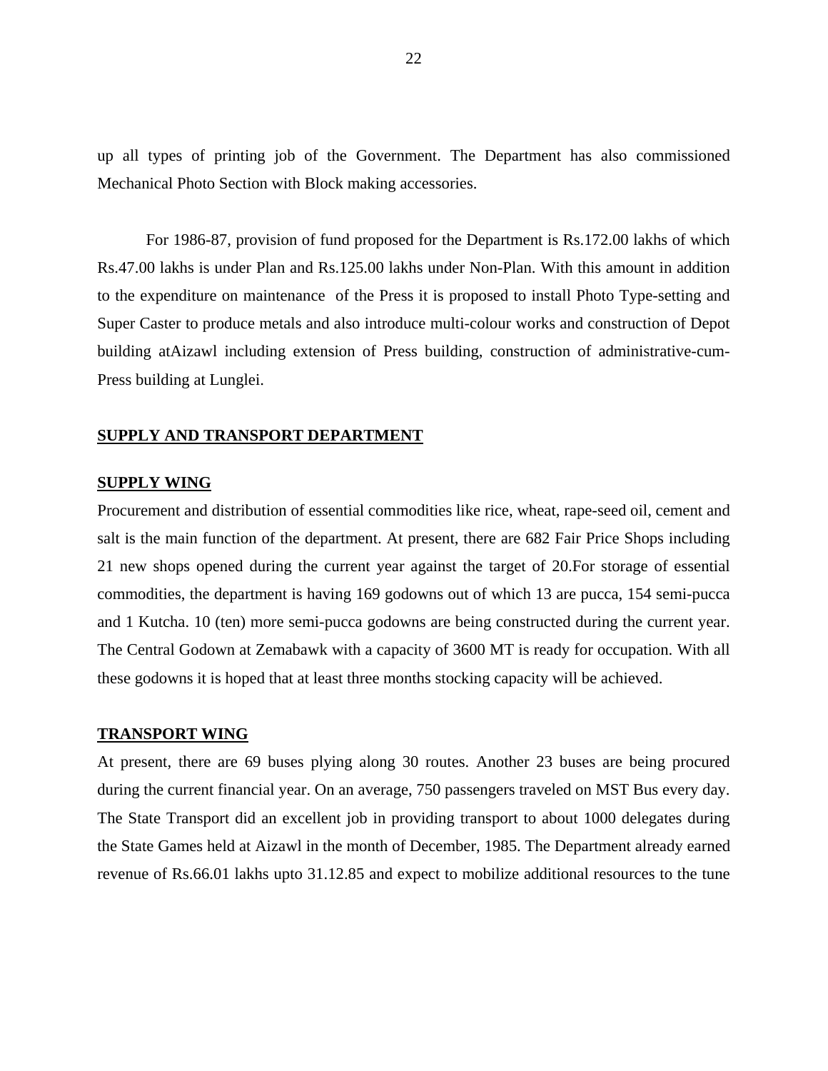up all types of printing job of the Government. The Department has also commissioned Mechanical Photo Section with Block making accessories.

For 1986-87, provision of fund proposed for the Department is Rs.172.00 lakhs of which Rs.47.00 lakhs is under Plan and Rs.125.00 lakhs under Non-Plan. With this amount in addition to the expenditure on maintenance of the Press it is proposed to install Photo Type-setting and Super Caster to produce metals and also introduce multi-colour works and construction of Depot building atAizawl including extension of Press building, construction of administrative-cum-Press building at Lunglei.

## SUPPLY AND TRANSPORT DEPARTMENT

### SUPPLY WING

Procurement and distribution of essential commodities like rice, wheat, rape-seed oil, cement and salt is the main function of the department. At present, there are 682 Fair Price Shops including 21 new shops opened during the current year against the target of 20.For storage of essential commodities, the department is having 169 godowns out of which 13 are pucca, 154 semi-pucca and 1 Kutcha. 10 (ten) more semi-pucca godowns are being constructed during the current year. The Central Godown at Zemabawk with a capacity of 3600 MT is ready for occupation. With all these godowns it is hoped that at least three months stocking capacity will be achieved.

### TRANSPORT WING

At present, there are 69 buses plying along 30 routes. Another 23 buses are being procured during the current financial year. On an average, 750 passengers traveled on MST Bus every day. The State Transport did an excellent job in providing transport to about 1000 delegates during the State Games held at Aizawl in the month of December, 1985. The Department already earned revenue of Rs.66.01 lakhs upto 31.12.85 and expect to mobilize additional resources to the tune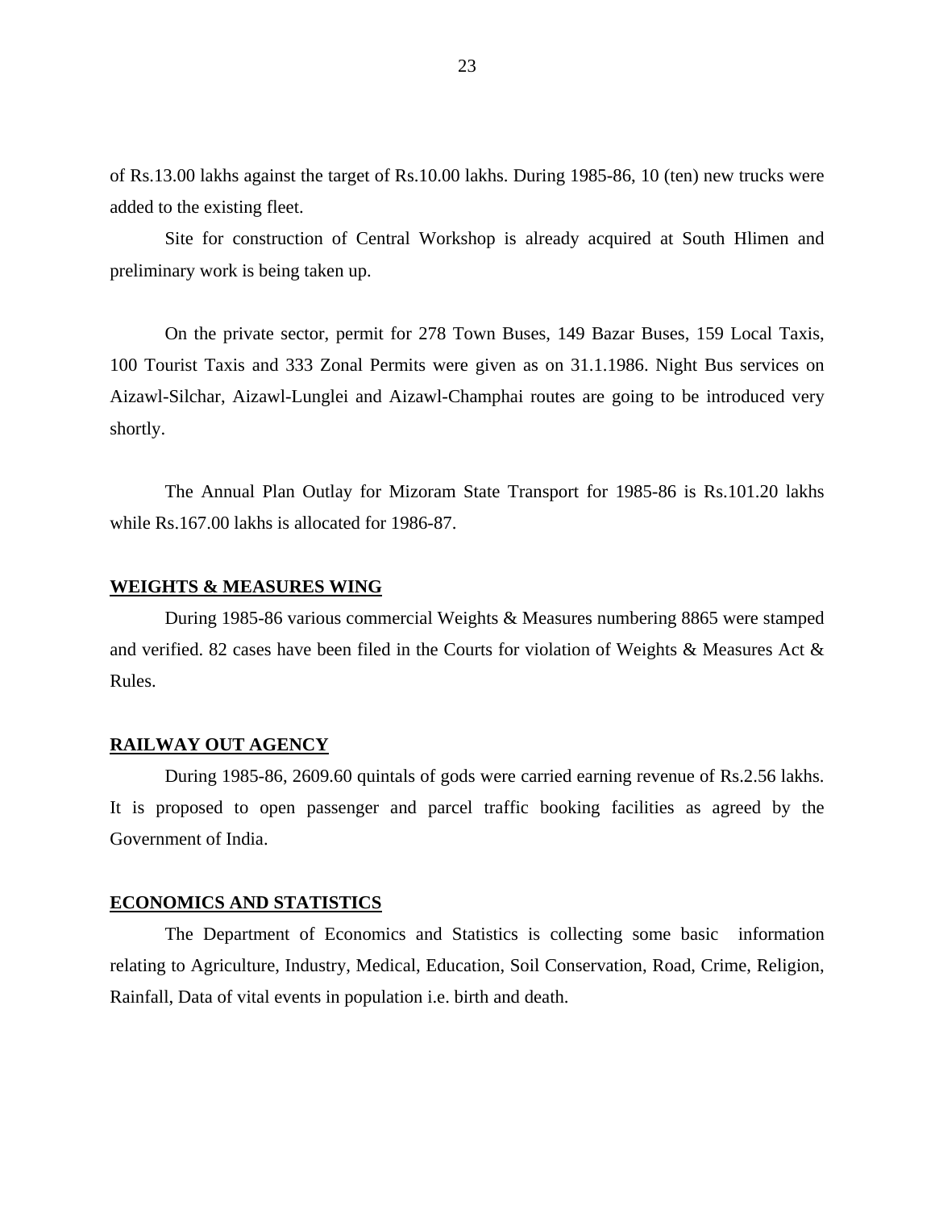of Rs.13.00 lakhs against the target of Rs.10.00 lakhs. During 1985-86, 10 (ten) new trucks were added to the existing fleet.

Site for construction of Central Workshop is already acquired at South Hlimen and preliminary work is being taken up.

On the private sector, permit for 278 Town Buses, 149 Bazar Buses, 159 Local Taxis, 100 Tourist Taxis and 333 Zonal Permits were given as on 31.1.1986. Night Bus services on Aizawl-Silchar, Aizawl-Lunglei and Aizawl-Champhai routes are going to be introduced very shortly.

The Annual Plan Outlay for Mizoram State Transport for 1985-86 is Rs.101.20 lakhs while Rs.167.00 lakhs is allocated for 1986-87.

**WEIGHTS & MEASURES WING**

During 1985-86 various commercial Weights & Measures numbering 8865 were stamped and verified. 82 cases have been filed in the Courts for violation of Weights & Measures Act & Rules.

**RAILWAY OUT AGENCY**

During 1985-86, 2609.60 quintals of gods were carried earning revenue of Rs.2.56 lakhs. It is proposed to open passenger and parcel traffic booking facilities as agreed by the Government of India.

**ECONOMICS AND STATISTICS**

The Department of Economics and Statistics is collecting some basic information relating to Agriculture, Industry, Medical, Education, Soil Conservation, Road, Crime, Religion, Rainfall, Data of vital events in population i.e. birth and death.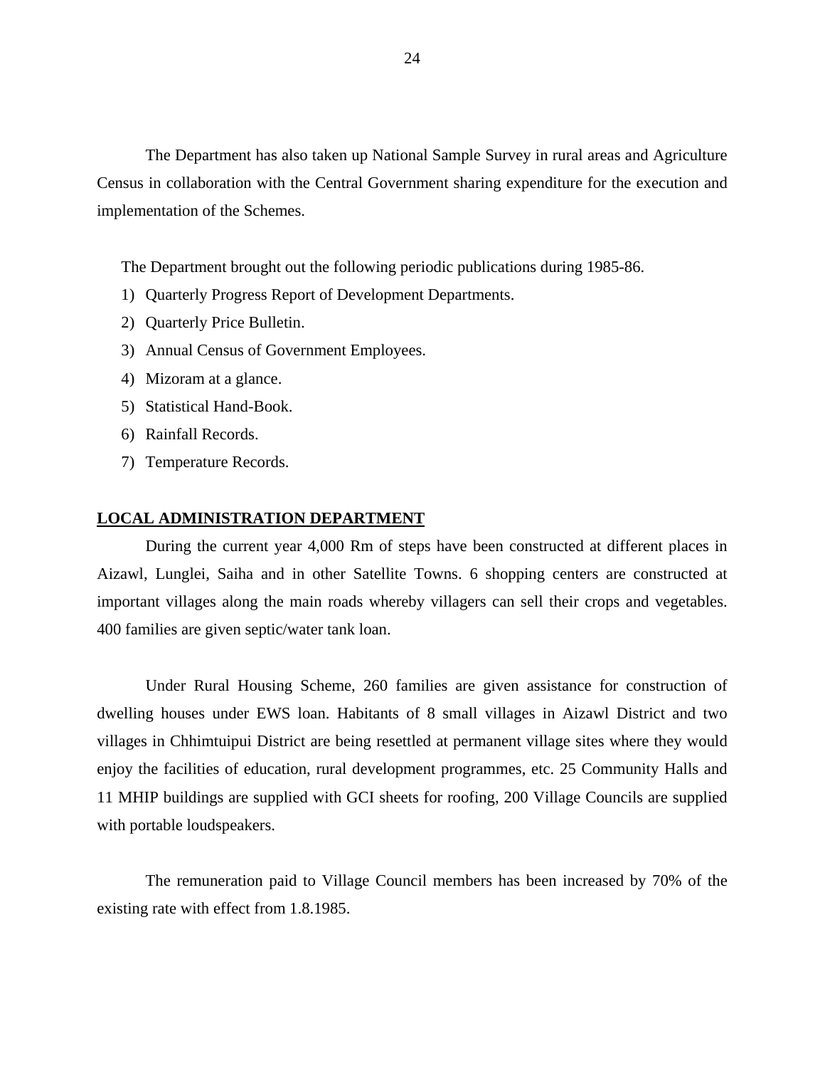The Department has also taken up National Sample Survey in rural areas and Agriculture Census in collaboration with the Central Government sharing expenditure for the execution and implementation of the Schemes.

The Department brought out the following periodic publications during 1985-86.

1) Quarterly Progress Report of Development Departments.
2) Quarterly Price Bulletin.
3) Annual Census of Government Employees.
4) Mizoram at a glance.
5) Statistical Hand-Book.
6) Rainfall Records.
7) Temperature Records.

## LOCAL ADMINISTRATION DEPARTMENT

During the current year 4,000 Rm of steps have been constructed at different places in Aizawl, Lunglei, Saiha and in other Satellite Towns. 6 shopping centers are constructed at important villages along the main roads whereby villagers can sell their crops and vegetables. 400 families are given septic/water tank loan.

Under Rural Housing Scheme, 260 families are given assistance for construction of dwelling houses under EWS loan. Habitants of 8 small villages in Aizawl District and two villages in Chhimtuipui District are being resettled at permanent village sites where they would enjoy the facilities of education, rural development programmes, etc. 25 Community Halls and 11 MHIP buildings are supplied with GCI sheets for roofing, 200 Village Councils are supplied with portable loudspeakers.

The remuneration paid to Village Council members has been increased by 70% of the existing rate with effect from 1.8.1985.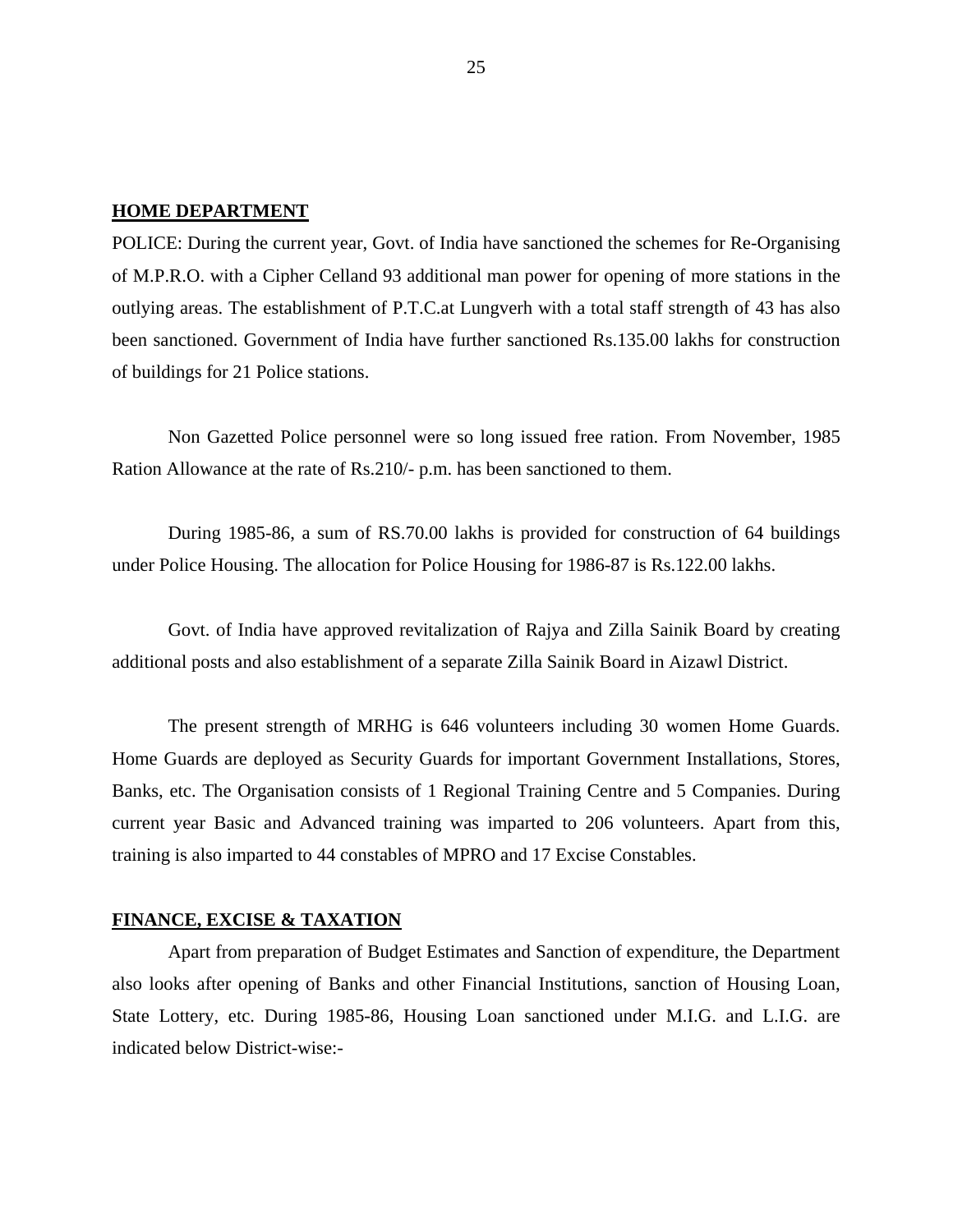## HOME DEPARTMENT

POLICE: During the current year, Govt. of India have sanctioned the schemes for Re-Organising of M.P.R.O. with a Cipher Celland 93 additional man power for opening of more stations in the outlying areas. The establishment of P.T.C.at Lungverh with a total staff strength of 43 has also been sanctioned. Government of India have further sanctioned Rs.135.00 lakhs for construction of buildings for 21 Police stations.

Non Gazetted Police personnel were so long issued free ration. From November, 1985 Ration Allowance at the rate of Rs.210/- p.m. has been sanctioned to them.

During 1985-86, a sum of RS.70.00 lakhs is provided for construction of 64 buildings under Police Housing. The allocation for Police Housing for 1986-87 is Rs.122.00 lakhs.

Govt. of India have approved revitalization of Rajya and Zilla Sainik Board by creating additional posts and also establishment of a separate Zilla Sainik Board in Aizawl District.

The present strength of MRHG is 646 volunteers including 30 women Home Guards. Home Guards are deployed as Security Guards for important Government Installations, Stores, Banks, etc. The Organisation consists of 1 Regional Training Centre and 5 Companies. During current year Basic and Advanced training was imparted to 206 volunteers. Apart from this, training is also imparted to 44 constables of MPRO and 17 Excise Constables.

## FINANCE, EXCISE & TAXATION

Apart from preparation of Budget Estimates and Sanction of expenditure, the Department also looks after opening of Banks and other Financial Institutions, sanction of Housing Loan, State Lottery, etc. During 1985-86, Housing Loan sanctioned under M.I.G. and L.I.G. are indicated below District-wise:-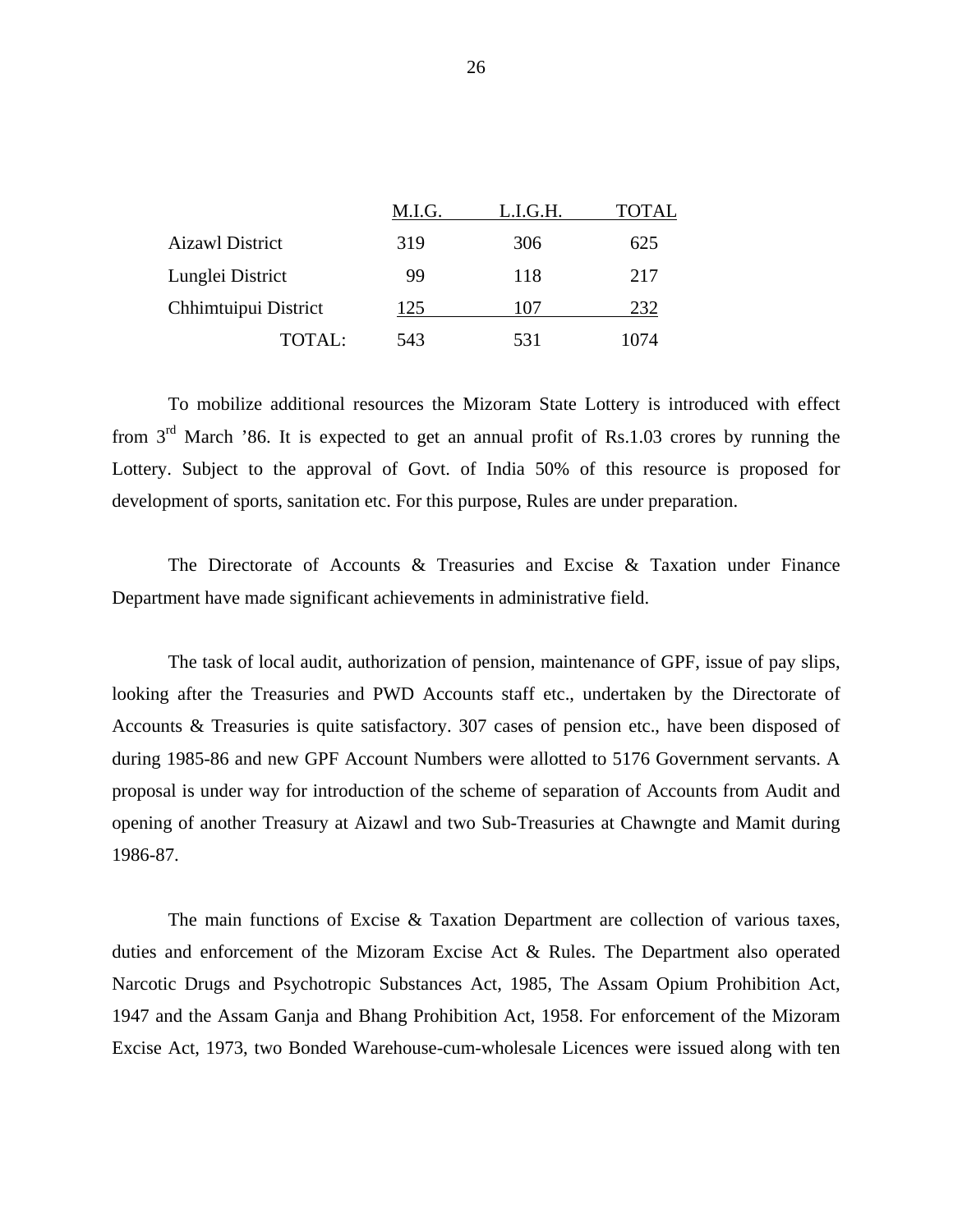| | M.I.G. | L.I.G.H. | TOTAL |
|---|---|---|---|
| Aizawl District | 319 | 306 | 625 |
| Lunglei District | 99 | 118 | 217 |
| Chhimtuipui District | 125 | 107 | 232 |
| TOTAL: | 543 | 531 | 1074 |

To mobilize additional resources the Mizoram State Lottery is introduced with effect from 3rd March '86. It is expected to get an annual profit of Rs.1.03 crores by running the Lottery. Subject to the approval of Govt. of India 50% of this resource is proposed for development of sports, sanitation etc. For this purpose, Rules are under preparation.

The Directorate of Accounts & Treasuries and Excise & Taxation under Finance Department have made significant achievements in administrative field.

The task of local audit, authorization of pension, maintenance of GPF, issue of pay slips, looking after the Treasuries and PWD Accounts staff etc., undertaken by the Directorate of Accounts & Treasuries is quite satisfactory. 307 cases of pension etc., have been disposed of during 1985-86 and new GPF Account Numbers were allotted to 5176 Government servants. A proposal is under way for introduction of the scheme of separation of Accounts from Audit and opening of another Treasury at Aizawl and two Sub-Treasuries at Chawngte and Mamit during 1986-87.

The main functions of Excise & Taxation Department are collection of various taxes, duties and enforcement of the Mizoram Excise Act & Rules. The Department also operated Narcotic Drugs and Psychotropic Substances Act, 1985, The Assam Opium Prohibition Act, 1947 and the Assam Ganja and Bhang Prohibition Act, 1958. For enforcement of the Mizoram Excise Act, 1973, two Bonded Warehouse-cum-wholesale Licences were issued along with ten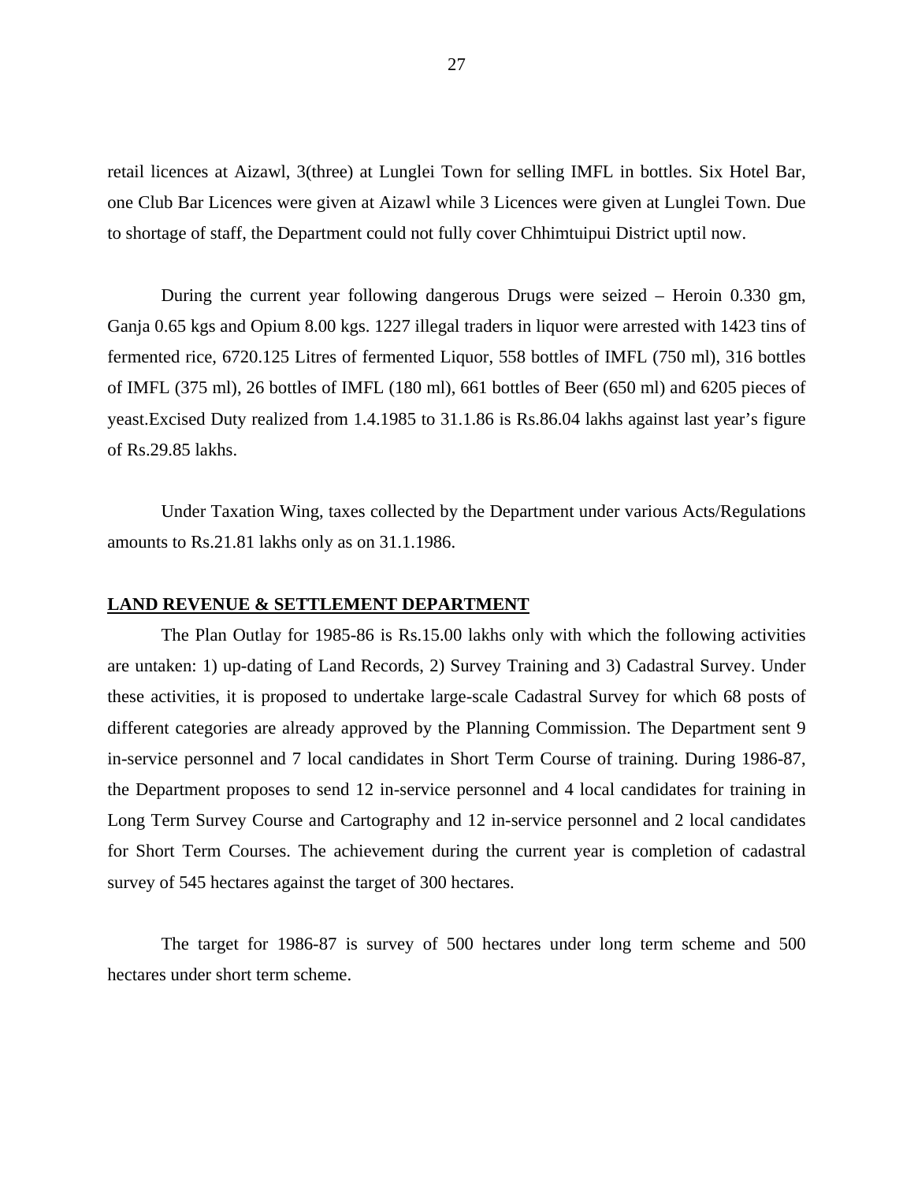retail licences at Aizawl, 3(three) at Lunglei Town for selling IMFL in bottles. Six Hotel Bar, one Club Bar Licences were given at Aizawl while 3 Licences were given at Lunglei Town. Due to shortage of staff, the Department could not fully cover Chhimtuipui District uptil now.

During the current year following dangerous Drugs were seized – Heroin 0.330 gm, Ganja 0.65 kgs and Opium 8.00 kgs. 1227 illegal traders in liquor were arrested with 1423 tins of fermented rice, 6720.125 Litres of fermented Liquor, 558 bottles of IMFL (750 ml), 316 bottles of IMFL (375 ml), 26 bottles of IMFL (180 ml), 661 bottles of Beer (650 ml) and 6205 pieces of yeast.Excised Duty realized from 1.4.1985 to 31.1.86 is Rs.86.04 lakhs against last year's figure of Rs.29.85 lakhs.

Under Taxation Wing, taxes collected by the Department under various Acts/Regulations amounts to Rs.21.81 lakhs only as on 31.1.1986.

**LAND REVENUE & SETTLEMENT DEPARTMENT**

The Plan Outlay for 1985-86 is Rs.15.00 lakhs only with which the following activities are untaken: 1) up-dating of Land Records, 2) Survey Training and 3) Cadastral Survey. Under these activities, it is proposed to undertake large-scale Cadastral Survey for which 68 posts of different categories are already approved by the Planning Commission. The Department sent 9 in-service personnel and 7 local candidates in Short Term Course of training. During 1986-87, the Department proposes to send 12 in-service personnel and 4 local candidates for training in Long Term Survey Course and Cartography and 12 in-service personnel and 2 local candidates for Short Term Courses. The achievement during the current year is completion of cadastral survey of 545 hectares against the target of 300 hectares.

The target for 1986-87 is survey of 500 hectares under long term scheme and 500 hectares under short term scheme.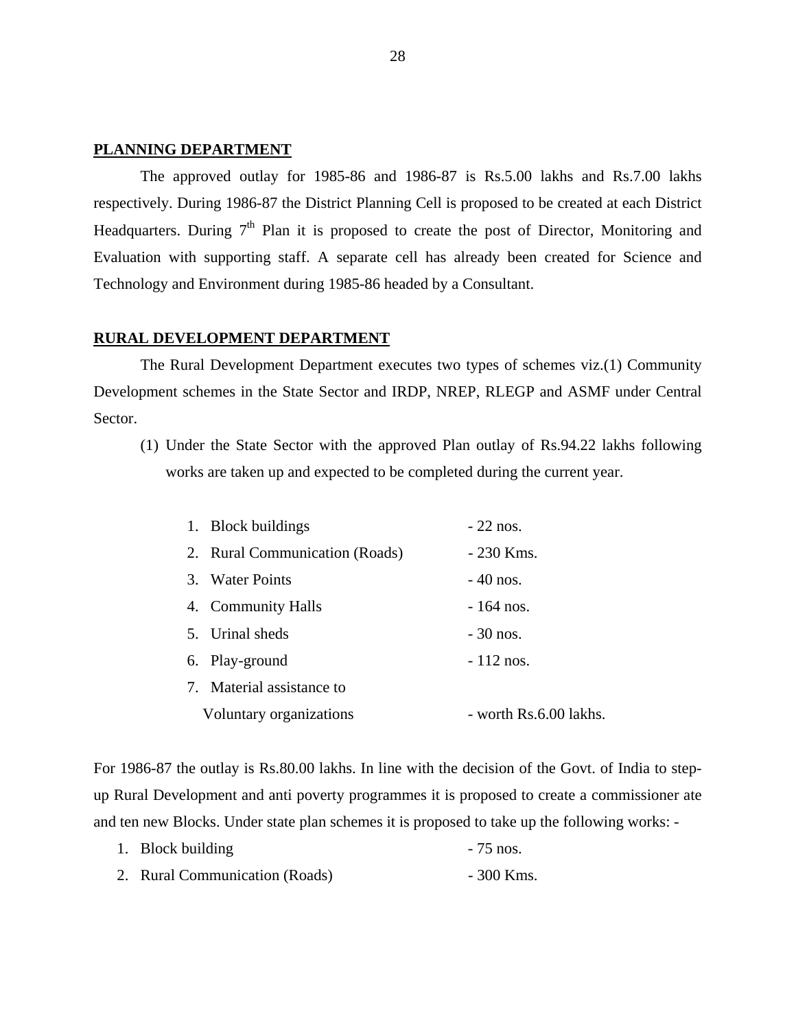## PLANNING DEPARTMENT

The approved outlay for 1985-86 and 1986-87 is Rs.5.00 lakhs and Rs.7.00 lakhs respectively. During 1986-87 the District Planning Cell is proposed to be created at each District Headquarters. During 7th Plan it is proposed to create the post of Director, Monitoring and Evaluation with supporting staff. A separate cell has already been created for Science and Technology and Environment during 1985-86 headed by a Consultant.

## RURAL DEVELOPMENT DEPARTMENT

The Rural Development Department executes two types of schemes viz.(1) Community Development schemes in the State Sector and IRDP, NREP, RLEGP and ASMF under Central Sector.

(1) Under the State Sector with the approved Plan outlay of Rs.94.22 lakhs following works are taken up and expected to be completed during the current year.

1. Block buildings - 22 nos.
2. Rural Communication (Roads) - 230 Kms.
3. Water Points - 40 nos.
4. Community Halls - 164 nos.
5. Urinal sheds - 30 nos.
6. Play-ground - 112 nos.
7. Material assistance to Voluntary organizations - worth Rs.6.00 lakhs.

For 1986-87 the outlay is Rs.80.00 lakhs. In line with the decision of the Govt. of India to step-up Rural Development and anti poverty programmes it is proposed to create a commissioner ate and ten new Blocks. Under state plan schemes it is proposed to take up the following works: -

1. Block building - 75 nos.
2. Rural Communication (Roads) - 300 Kms.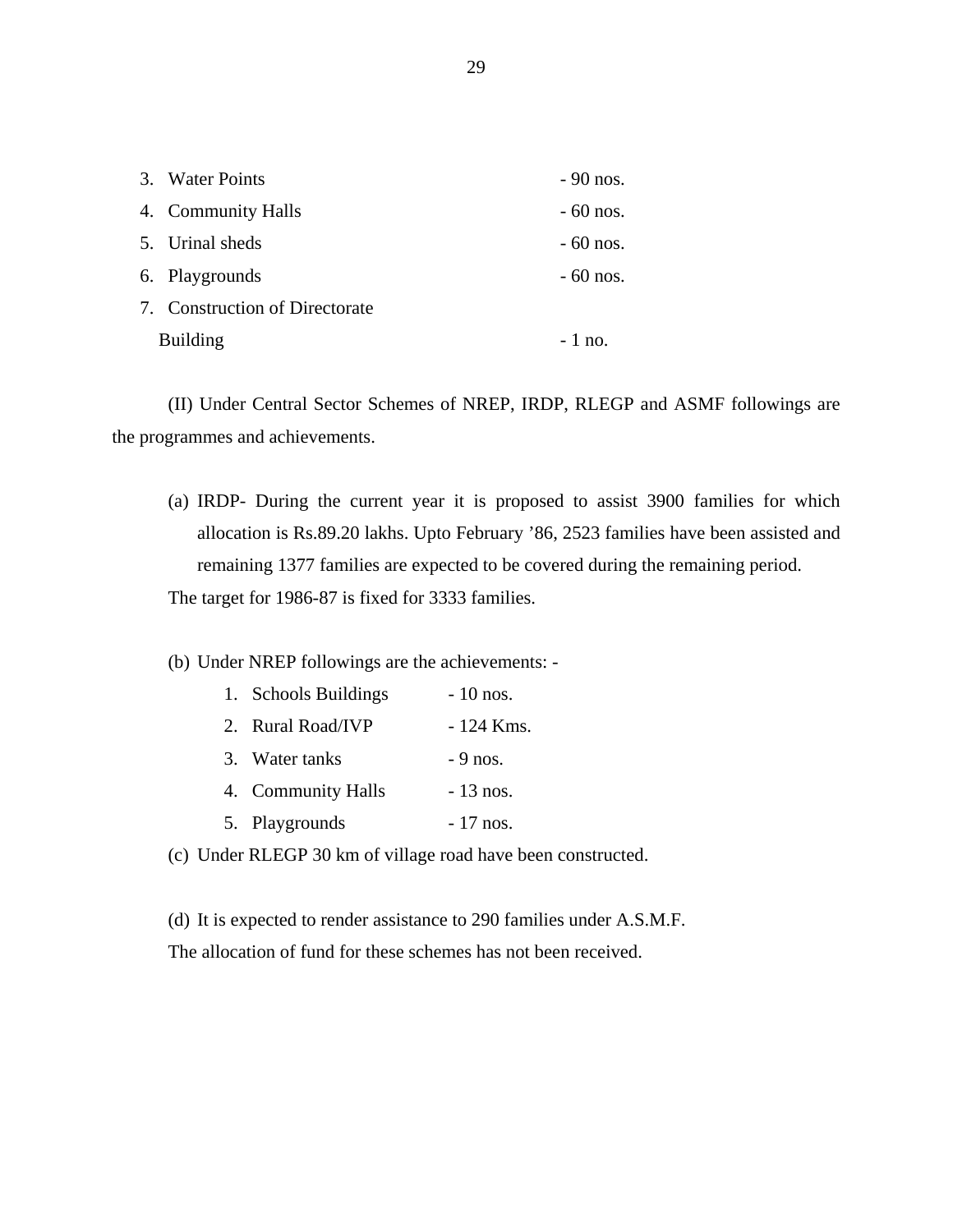3. Water Points - 90 nos.
4. Community Halls - 60 nos.
5. Urinal sheds - 60 nos.
6. Playgrounds - 60 nos.
7. Construction of Directorate Building - 1 no.

(II) Under Central Sector Schemes of NREP, IRDP, RLEGP and ASMF followings are the programmes and achievements.

(a) IRDP- During the current year it is proposed to assist 3900 families for which allocation is Rs.89.20 lakhs. Upto February '86, 2523 families have been assisted and remaining 1377 families are expected to be covered during the remaining period.

The target for 1986-87 is fixed for 3333 families.

(b) Under NREP followings are the achievements: -

1. Schools Buildings - 10 nos.
2. Rural Road/IVP - 124 Kms.
3. Water tanks - 9 nos.
4. Community Halls - 13 nos.
5. Playgrounds - 17 nos.

(c) Under RLEGP 30 km of village road have been constructed.

(d) It is expected to render assistance to 290 families under A.S.M.F.

The allocation of fund for these schemes has not been received.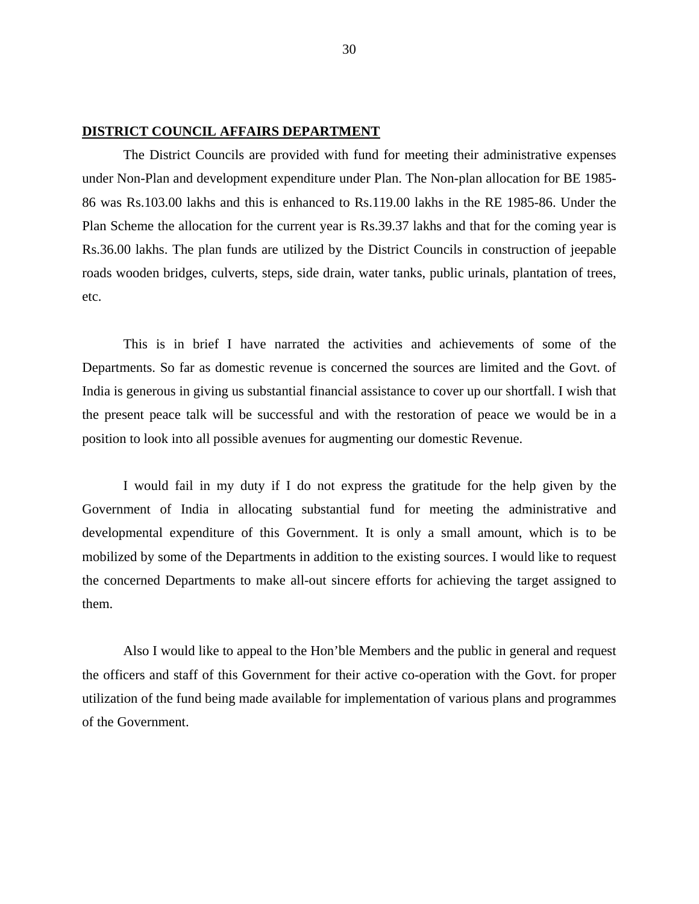**<u>DISTRICT COUNCIL AFFAIRS DEPARTMENT</u>**

The District Councils are provided with fund for meeting their administrative expenses under Non-Plan and development expenditure under Plan. The Non-plan allocation for BE 1985-86 was Rs.103.00 lakhs and this is enhanced to Rs.119.00 lakhs in the RE 1985-86. Under the Plan Scheme the allocation for the current year is Rs.39.37 lakhs and that for the coming year is Rs.36.00 lakhs. The plan funds are utilized by the District Councils in construction of jeepable roads wooden bridges, culverts, steps, side drain, water tanks, public urinals, plantation of trees, etc.

This is in brief I have narrated the activities and achievements of some of the Departments. So far as domestic revenue is concerned the sources are limited and the Govt. of India is generous in giving us substantial financial assistance to cover up our shortfall. I wish that the present peace talk will be successful and with the restoration of peace we would be in a position to look into all possible avenues for augmenting our domestic Revenue.

I would fail in my duty if I do not express the gratitude for the help given by the Government of India in allocating substantial fund for meeting the administrative and developmental expenditure of this Government. It is only a small amount, which is to be mobilized by some of the Departments in addition to the existing sources. I would like to request the concerned Departments to make all-out sincere efforts for achieving the target assigned to them.

Also I would like to appeal to the Hon'ble Members and the public in general and request the officers and staff of this Government for their active co-operation with the Govt. for proper utilization of the fund being made available for implementation of various plans and programmes of the Government.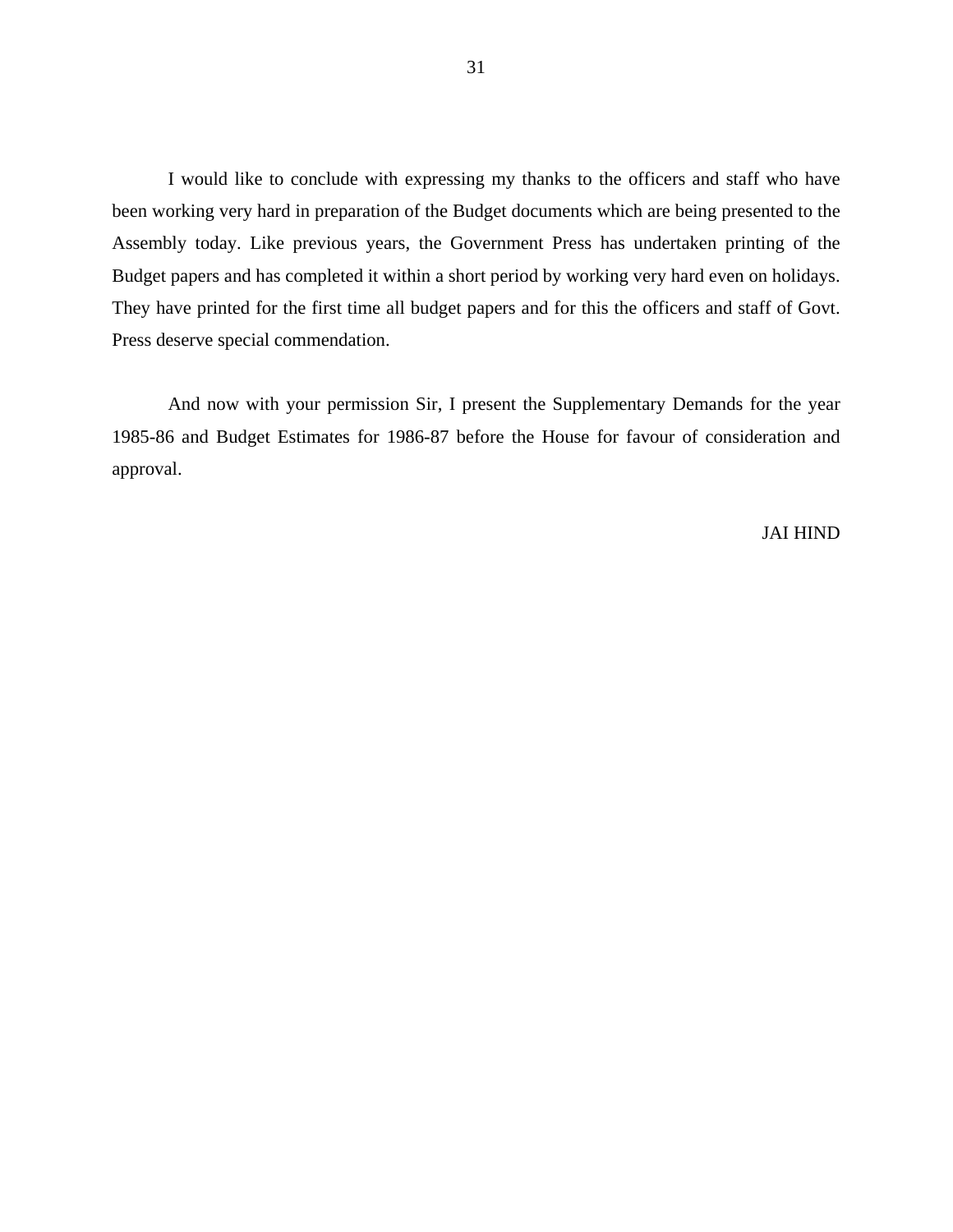I would like to conclude with expressing my thanks to the officers and staff who have been working very hard in preparation of the Budget documents which are being presented to the Assembly today. Like previous years, the Government Press has undertaken printing of the Budget papers and has completed it within a short period by working very hard even on holidays. They have printed for the first time all budget papers and for this the officers and staff of Govt. Press deserve special commendation.

And now with your permission Sir, I present the Supplementary Demands for the year 1985-86 and Budget Estimates for 1986-87 before the House for favour of consideration and approval.

JAI HIND